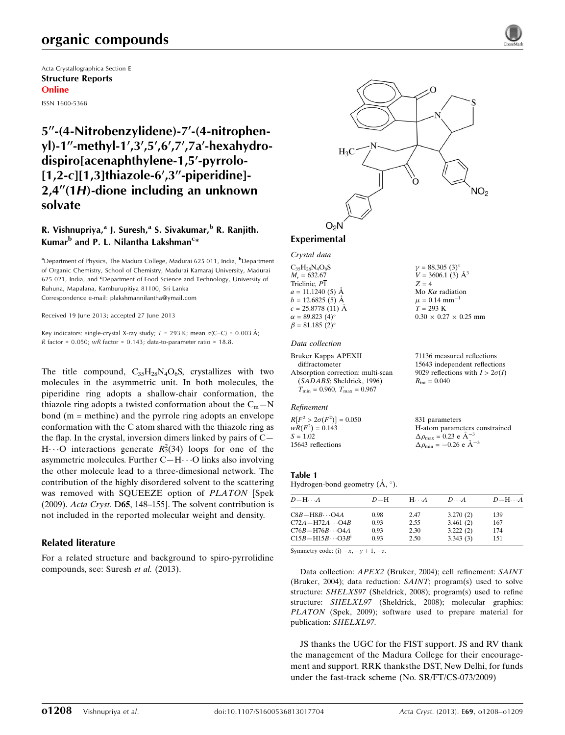Acta Crystallographica Section E
**Structure Reports**
**Online**

ISSN 1600-5368

# 5″-(4-Nitrobenzylidene)-7′-(4-nitrophenyl)-1″-methyl-1′,3′,5′,6′,7′,7a′-hexahydrodispiro[acenaphthylene-1,5′-pyrrolo[1,2-c][1,3]thiazole-6′,3″-piperidine]-2,4″(1*H*)-dione including an unknown solvate

**R. Vishnupriya,[a] J. Suresh,[a] S. Sivakumar,[b] R. Ranjith. Kumar[b] and P. L. Nilantha Lakshman[c]***

[a]Department of Physics, The Madura College, Madurai 625 011, India, [b]Department of Organic Chemistry, School of Chemistry, Madurai Kamaraj University, Madurai 625 021, India, and [c]Department of Food Science and Technology, University of Ruhuna, Mapalana, Kamburupitiya 81100, Sri Lanka
Correspondence e-mail: plakshmannilantha@ymail.com

Received 19 June 2013; accepted 27 June 2013

Key indicators: single-crystal X-ray study; $T$ = 293 K; mean $\sigma$(C–C) = 0.003 Å; $R$ factor = 0.050; $wR$ factor = 0.143; data-to-parameter ratio = 18.8.

The title compound, $C_{35}H_{28}N_4O_6S$, crystallizes with two molecules in the asymmetric unit. In both molecules, the piperidine ring adopts a shallow-chair conformation, the thiazole ring adopts a twisted conformation about the $C_m$—N bond (m = methine) and the pyrrole ring adopts an envelope conformation with the C atom shared with the thiazole ring as the flap. In the crystal, inversion dimers linked by pairs of C—H⋯O interactions generate $R_2^2(34)$ loops for one of the asymmetric molecules. Further C—H⋯O links also involving the other molecule lead to a three-dimesional network. The contribution of the highly disordered solvent to the scattering was removed with SQUEEZE option of *PLATON* [Spek (2009). *Acta Cryst.* D**65**, 148–155]. The solvent contribution is not included in the reported molecular weight and density.

## Related literature

For a related structure and background to spiro-pyrrolidine compounds, see: Suresh *et al.* (2013).

## Experimental

### Crystal data

$C_{35}H_{28}N_4O_6S$
$M_r$ = 632.67
Triclinic, $P\overline{1}$
$a$ = 11.1240 (5) Å
$b$ = 12.6825 (5) Å
$c$ = 25.8778 (11) Å
$\alpha$ = 89.823 (4)°
$\beta$ = 81.185 (2)°
$\gamma$ = 88.305 (3)°
$V$ = 3606.1 (3) Å$^3$
$Z$ = 4
Mo $K\alpha$ radiation
$\mu$ = 0.14 mm$^{-1}$
$T$ = 293 K
0.30 × 0.27 × 0.25 mm

### Data collection

Bruker Kappa APEXII diffractometer
Absorption correction: multi-scan (*SADABS*; Sheldrick, 1996)
$T_{min}$ = 0.960, $T_{max}$ = 0.967
71136 measured reflections
15643 independent reflections
9029 reflections with $I > 2\sigma(I)$
$R_{int}$ = 0.040

### Refinement

$R[F^2 > 2\sigma(F^2)]$ = 0.050
$wR(F^2)$ = 0.143
$S$ = 1.02
15643 reflections
831 parameters
H-atom parameters constrained
$\Delta\rho_{max}$ = 0.23 e Å$^{-3}$
$\Delta\rho_{min}$ = −0.26 e Å$^{-3}$

**Table 1**
Hydrogen-bond geometry (Å, °).

| $D$—H⋯$A$ | $D$—H | H⋯$A$ | $D$⋯$A$ | $D$—H⋯$A$ |
|---|---|---|---|---|
| C8B—H8B⋯O4A | 0.98 | 2.47 | 3.270 (2) | 139 |
| C72A—H72A⋯O4B | 0.93 | 2.55 | 3.461 (2) | 167 |
| C76B—H76B⋯O4A | 0.93 | 2.30 | 3.222 (2) | 174 |
| C15B—H15B⋯O3B$^i$ | 0.93 | 2.50 | 3.343 (3) | 151 |

Symmetry code: (i) $-x, -y+1, -z$.

Data collection: *APEX2* (Bruker, 2004); cell refinement: *SAINT* (Bruker, 2004); data reduction: *SAINT*; program(s) used to solve structure: *SHELXS97* (Sheldrick, 2008); program(s) used to refine structure: *SHELXL97* (Sheldrick, 2008); molecular graphics: *PLATON* (Spek, 2009); software used to prepare material for publication: *SHELXL97*.

JS thanks the UGC for the FIST support. JS and RV thank the management of the Madura College for their encouragement and support. RRK thanksthe DST, New Delhi, for funds under the fast-track scheme (No. SR/FT/CS-073/2009)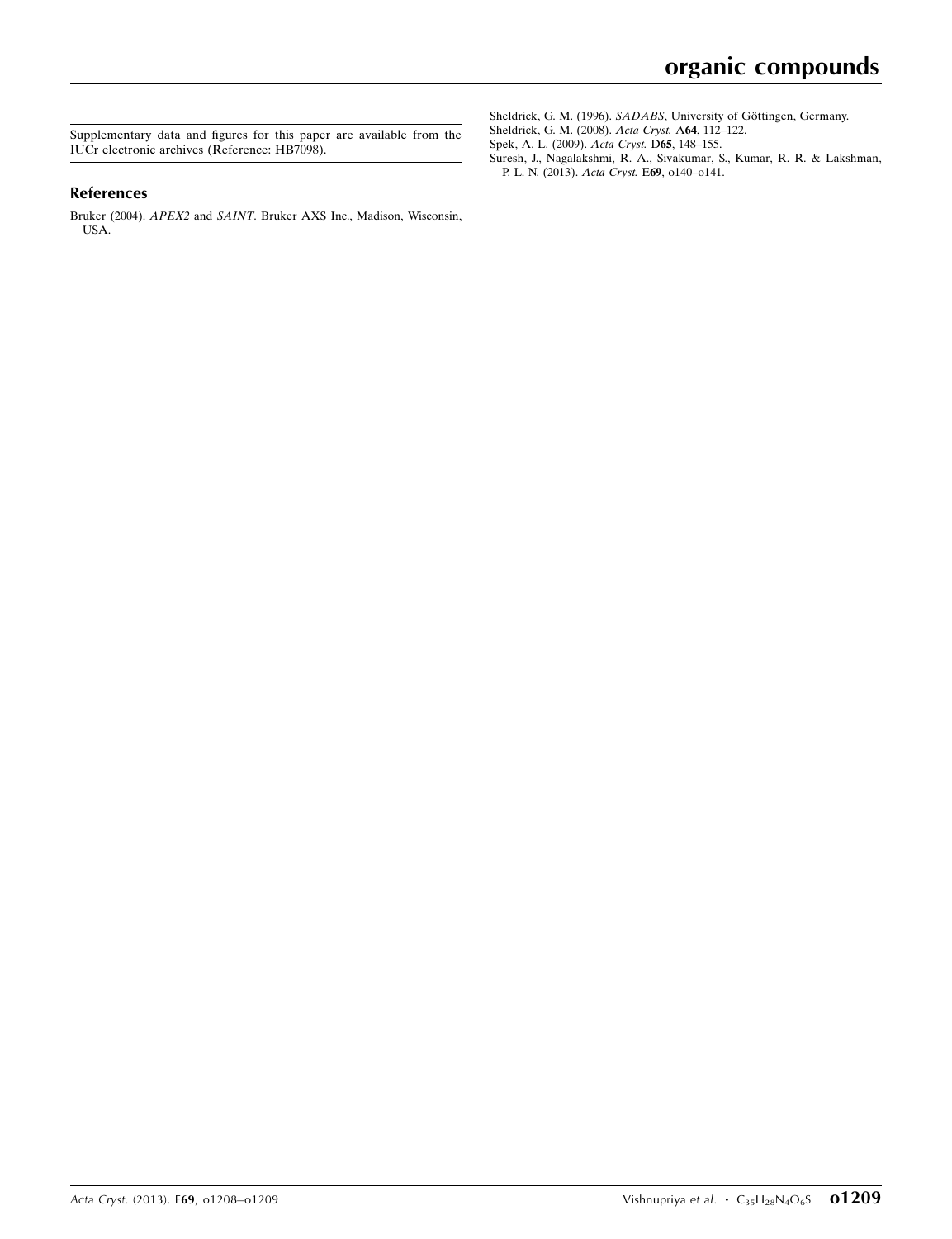Supplementary data and figures for this paper are available from the IUCr electronic archives (Reference: HB7098).

## References

Bruker (2004). *APEX2* and *SAINT*. Bruker AXS Inc., Madison, Wisconsin, USA.

Sheldrick, G. M. (1996). *SADABS*, University of Göttingen, Germany.

Sheldrick, G. M. (2008). *Acta Cryst.* A**64**, 112–122.

Spek, A. L. (2009). *Acta Cryst.* D**65**, 148–155.

Suresh, J., Nagalakshmi, R. A., Sivakumar, S., Kumar, R. R. & Lakshman, P. L. N. (2013). *Acta Cryst.* E**69**, o140–o141.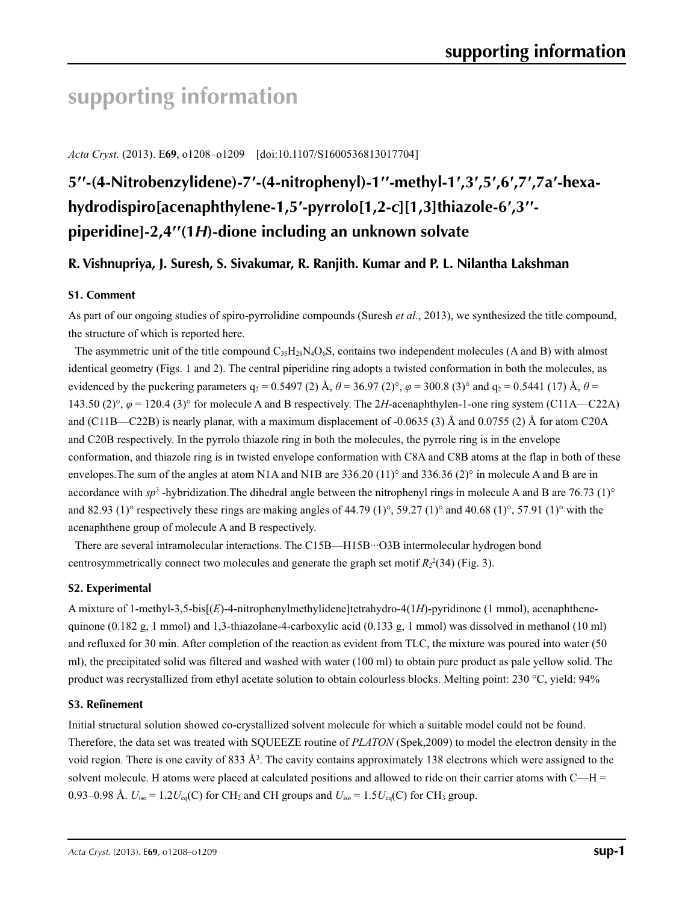# supporting information

*Acta Cryst.* (2013). E**69**, o1208–o1209 [doi:10.1107/S1600536813017704]

## 5′′-(4-Nitrobenzylidene)-7′-(4-nitrophenyl)-1′′-methyl-1′,3′,5′,6′,7′,7a′-hexahydrodispiro[acenaphthylene-1,5′-pyrrolo[1,2-*c*][1,3]thiazole-6′,3′′-piperidine]-2,4′′(1*H*)-dione including an unknown solvate

**R. Vishnupriya, J. Suresh, S. Sivakumar, R. Ranjith. Kumar and P. L. Nilantha Lakshman**

### S1. Comment

As part of our ongoing studies of spiro-pyrrolidine compounds (Suresh *et al.*, 2013), we synthesized the title compound, the structure of which is reported here.

The asymmetric unit of the title compound $C_{35}H_{28}N_4O_6S$, contains two independent molecules (A and B) with almost identical geometry (Figs. 1 and 2). The central piperidine ring adopts a twisted conformation in both the molecules, as evidenced by the puckering parameters $q_2$ = 0.5497 (2) Å, $\theta$ = 36.97 (2)°, $\varphi$ = 300.8 (3)° and $q_2$ = 0.5441 (17) Å, $\theta$ = 143.50 (2)°, $\varphi$ = 120.4 (3)° for molecule A and B respectively. The 2*H*-acenaphthylen-1-one ring system (C11A—C22A) and (C11B—C22B) is nearly planar, with a maximum displacement of -0.0635 (3) Å and 0.0755 (2) Å for atom C20A and C20B respectively. In the pyrrolo thiazole ring in both the molecules, the pyrrole ring is in the envelope conformation, and thiazole ring is in twisted envelope conformation with C8A and C8B atoms at the flap in both of these envelopes.The sum of the angles at atom N1A and N1B are 336.20 (11)° and 336.36 (2)° in molecule A and B are in accordance with $sp^3$ -hybridization.The dihedral angle between the nitrophenyl rings in molecule A and B are 76.73 (1)° and 82.93 (1)° respectively these rings are making angles of 44.79 (1)°, 59.27 (1)° and 40.68 (1)°, 57.91 (1)° with the acenaphthene group of molecule A and B respectively.

There are several intramolecular interactions. The C15B—H15B···O3B intermolecular hydrogen bond centrosymmetrically connect two molecules and generate the graph set motif $R_2^2(34)$ (Fig. 3).

### S2. Experimental

A mixture of 1-methyl-3,5-bis[(*E*)-4-nitrophenylmethylidene]tetrahydro-4(1*H*)-pyridinone (1 mmol), acenaphthenequinone (0.182 g, 1 mmol) and 1,3-thiazolane-4-carboxylic acid (0.133 g, 1 mmol) was dissolved in methanol (10 ml) and refluxed for 30 min. After completion of the reaction as evident from TLC, the mixture was poured into water (50 ml), the precipitated solid was filtered and washed with water (100 ml) to obtain pure product as pale yellow solid. The product was recrystallized from ethyl acetate solution to obtain colourless blocks. Melting point: 230 °C, yield: 94%

### S3. Refinement

Initial structural solution showed co-crystallized solvent molecule for which a suitable model could not be found. Therefore, the data set was treated with SQUEEZE routine of *PLATON* (Spek,2009) to model the electron density in the void region. There is one cavity of 833 Å$^3$. The cavity contains approximately 138 electrons which were assigned to the solvent molecule. H atoms were placed at calculated positions and allowed to ride on their carrier atoms with C—H = 0.93–0.98 Å. $U_{iso} = 1.2U_{eq}$(C) for $CH_2$ and CH groups and $U_{iso} = 1.5U_{eq}$(C) for $CH_3$ group.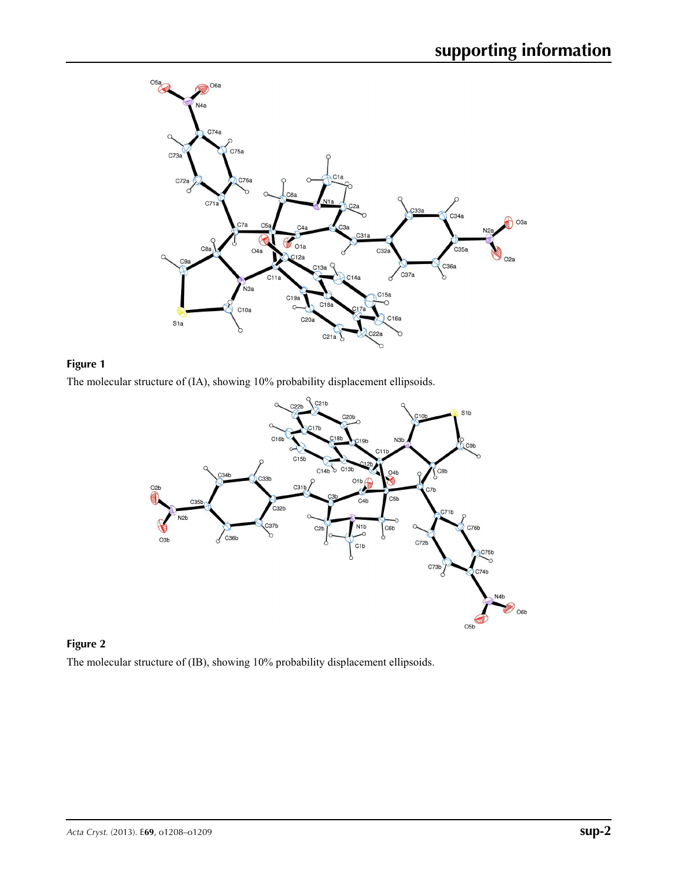**Figure 1**

The molecular structure of (IA), showing 10% probability displacement ellipsoids.

**Figure 2**

The molecular structure of (IB), showing 10% probability displacement ellipsoids.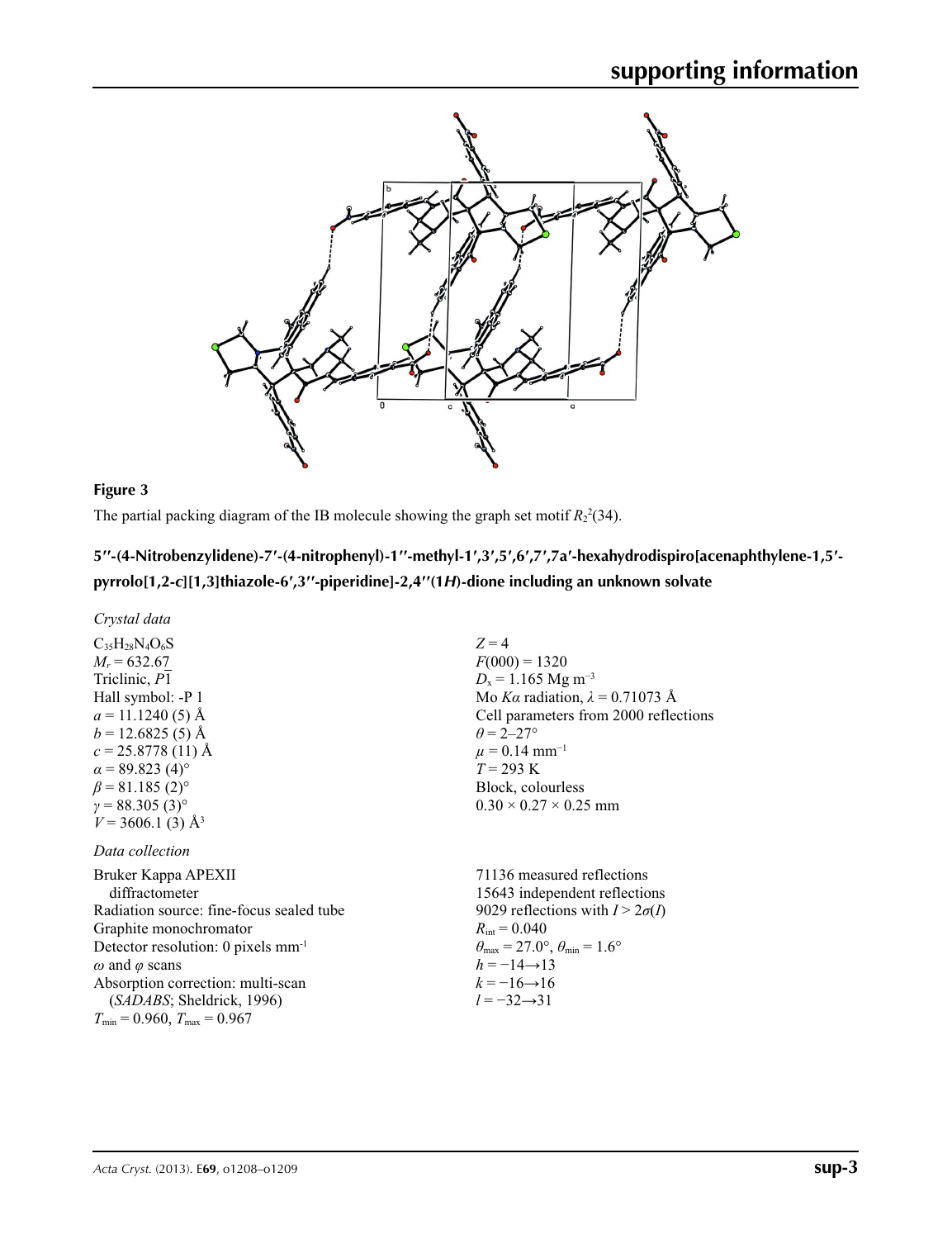**Figure 3**

The partial packing diagram of the IB molecule showing the graph set motif $R_2^2(34)$.

## 5′′-(4-Nitrobenzylidene)-7′-(4-nitrophenyl)-1′′-methyl-1′,3′,5′,6′,7′,7a′-hexahydrodispiro[acenaphthylene-1,5′-pyrrolo[1,2-*c*][1,3]thiazole-6′,3′′-piperidine]-2,4′′(1*H*)-dione including an unknown solvate

### *Crystal data*

$C_{35}H_{28}N_4O_6S$
$M_r = 632.67$
Triclinic, $P\overline{1}$
Hall symbol: -P 1
$a = 11.1240$ (5) Å
$b = 12.6825$ (5) Å
$c = 25.8778$ (11) Å
$\alpha = 89.823$ (4)°
$\beta = 81.185$ (2)°
$\gamma = 88.305$ (3)°
$V = 3606.1$ (3) Å$^3$
$Z = 4$
$F(000) = 1320$
$D_x = 1.165$ Mg m$^{-3}$
Mo $K\alpha$ radiation, $\lambda = 0.71073$ Å
Cell parameters from 2000 reflections
$\theta = 2$–27°
$\mu = 0.14$ mm$^{-1}$
$T = 293$ K
Block, colourless
$0.30 \times 0.27 \times 0.25$ mm

### *Data collection*

Bruker Kappa APEXII diffractometer
Radiation source: fine-focus sealed tube
Graphite monochromator
Detector resolution: 0 pixels mm$^{-1}$
$\omega$ and $\varphi$ scans
Absorption correction: multi-scan (*SADABS*; Sheldrick, 1996)
$T_{min} = 0.960$, $T_{max} = 0.967$
71136 measured reflections
15643 independent reflections
9029 reflections with $I > 2\sigma(I)$
$R_{int} = 0.040$
$\theta_{max} = 27.0°$, $\theta_{min} = 1.6°$
$h = -14 \rightarrow 13$
$k = -16 \rightarrow 16$
$l = -32 \rightarrow 31$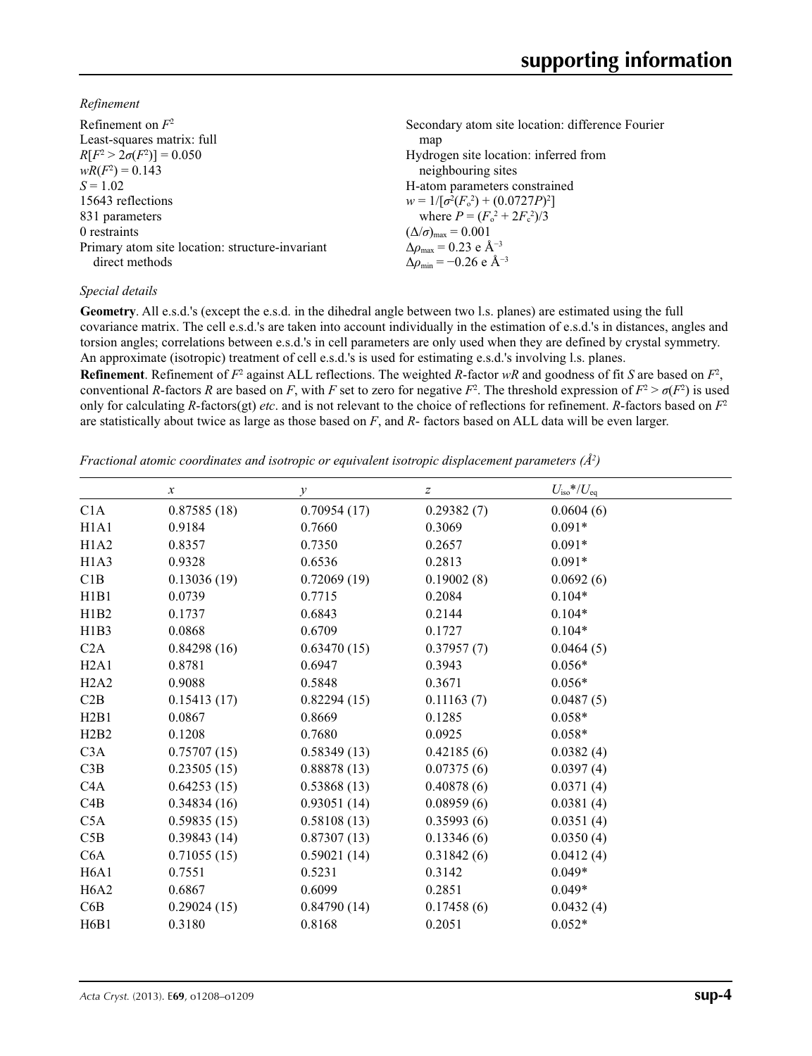*Refinement*

Refinement on $F^2$
Least-squares matrix: full
$R[F^2 > 2\sigma(F^2)] = 0.050$
$wR(F^2) = 0.143$
$S = 1.02$
15643 reflections
831 parameters
0 restraints
Primary atom site location: structure-invariant direct methods
Secondary atom site location: difference Fourier map
Hydrogen site location: inferred from neighbouring sites
H-atom parameters constrained
$w = 1/[\sigma^2(F_o^2) + (0.0727P)^2]$
where $P = (F_o^2 + 2F_c^2)/3$
$(\Delta/\sigma)_{max} = 0.001$
$\Delta\rho_{max} = 0.23$ e Å$^{-3}$
$\Delta\rho_{min} = -0.26$ e Å$^{-3}$

*Special details*

**Geometry**. All e.s.d.'s (except the e.s.d. in the dihedral angle between two l.s. planes) are estimated using the full covariance matrix. The cell e.s.d.'s are taken into account individually in the estimation of e.s.d.'s in distances, angles and torsion angles; correlations between e.s.d.'s in cell parameters are only used when they are defined by crystal symmetry. An approximate (isotropic) treatment of cell e.s.d.'s is used for estimating e.s.d.'s involving l.s. planes.

**Refinement**. Refinement of $F^2$ against ALL reflections. The weighted $R$-factor $wR$ and goodness of fit $S$ are based on $F^2$, conventional $R$-factors $R$ are based on $F$, with $F$ set to zero for negative $F^2$. The threshold expression of $F^2 > \sigma(F^2)$ is used only for calculating $R$-factors(gt) *etc*. and is not relevant to the choice of reflections for refinement. $R$-factors based on $F^2$ are statistically about twice as large as those based on $F$, and $R$- factors based on ALL data will be even larger.

*Fractional atomic coordinates and isotropic or equivalent isotropic displacement parameters (Å$^2$)*

| | $x$ | $y$ | $z$ | $U_{iso}$*/$U_{eq}$ |
|---|---|---|---|---|
| C1A | 0.87585 (18) | 0.70954 (17) | 0.29382 (7) | 0.0604 (6) |
| H1A1 | 0.9184 | 0.7660 | 0.3069 | 0.091* |
| H1A2 | 0.8357 | 0.7350 | 0.2657 | 0.091* |
| H1A3 | 0.9328 | 0.6536 | 0.2813 | 0.091* |
| C1B | 0.13036 (19) | 0.72069 (19) | 0.19002 (8) | 0.0692 (6) |
| H1B1 | 0.0739 | 0.7715 | 0.2084 | 0.104* |
| H1B2 | 0.1737 | 0.6843 | 0.2144 | 0.104* |
| H1B3 | 0.0868 | 0.6709 | 0.1727 | 0.104* |
| C2A | 0.84298 (16) | 0.63470 (15) | 0.37957 (7) | 0.0464 (5) |
| H2A1 | 0.8781 | 0.6947 | 0.3943 | 0.056* |
| H2A2 | 0.9088 | 0.5848 | 0.3671 | 0.056* |
| C2B | 0.15413 (17) | 0.82294 (15) | 0.11163 (7) | 0.0487 (5) |
| H2B1 | 0.0867 | 0.8669 | 0.1285 | 0.058* |
| H2B2 | 0.1208 | 0.7680 | 0.0925 | 0.058* |
| C3A | 0.75707 (15) | 0.58349 (13) | 0.42185 (6) | 0.0382 (4) |
| C3B | 0.23505 (15) | 0.88878 (13) | 0.07375 (6) | 0.0397 (4) |
| C4A | 0.64253 (15) | 0.53868 (13) | 0.40878 (6) | 0.0371 (4) |
| C4B | 0.34834 (16) | 0.93051 (14) | 0.08959 (6) | 0.0381 (4) |
| C5A | 0.59835 (15) | 0.58108 (13) | 0.35993 (6) | 0.0351 (4) |
| C5B | 0.39843 (14) | 0.87307 (13) | 0.13346 (6) | 0.0350 (4) |
| C6A | 0.71055 (15) | 0.59021 (14) | 0.31842 (6) | 0.0412 (4) |
| H6A1 | 0.7551 | 0.5231 | 0.3142 | 0.049* |
| H6A2 | 0.6867 | 0.6099 | 0.2851 | 0.049* |
| C6B | 0.29024 (15) | 0.84790 (14) | 0.17458 (6) | 0.0432 (4) |
| H6B1 | 0.3180 | 0.8168 | 0.2051 | 0.052* |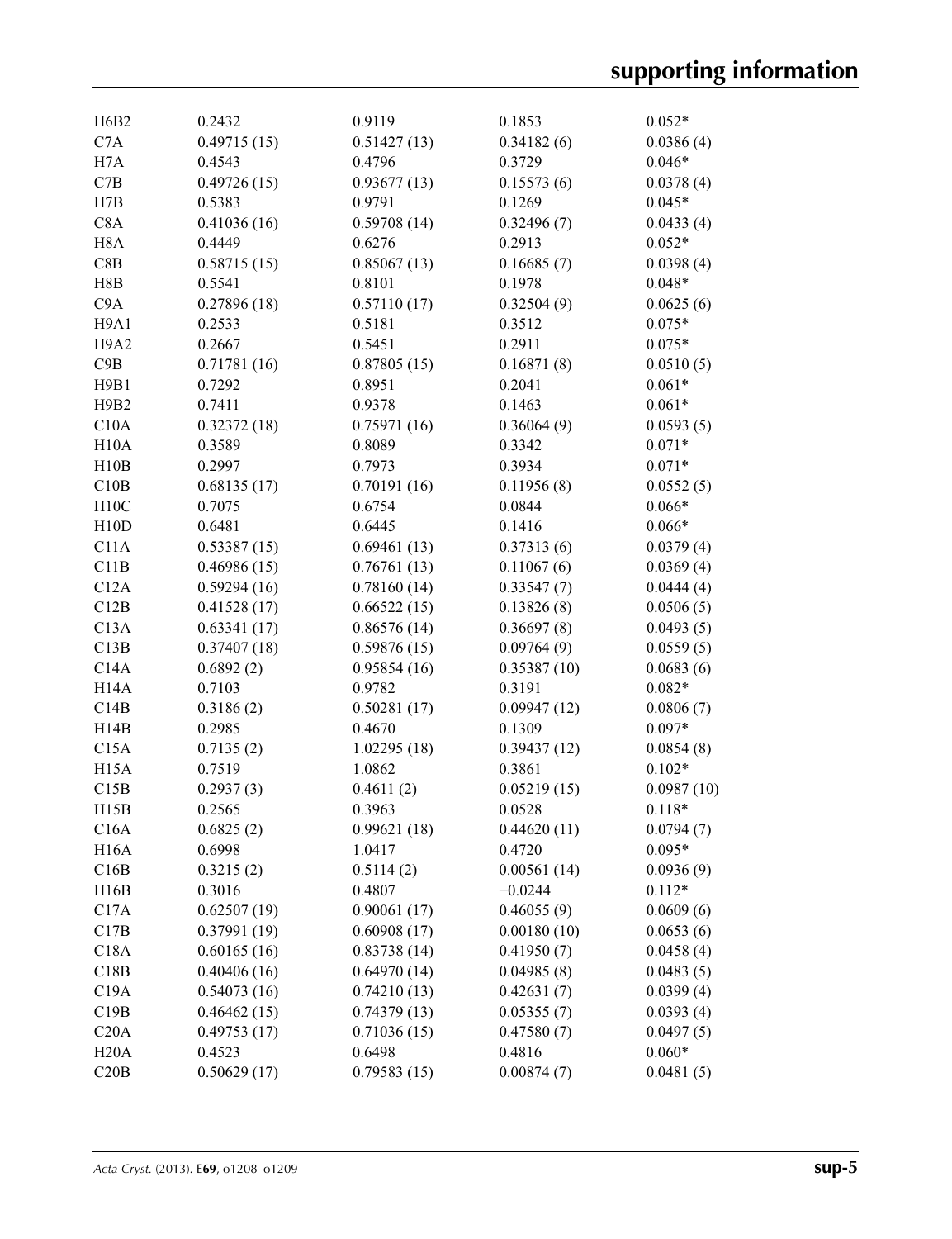| | | | | |
|---|---|---|---|---|
| H6B2 | 0.2432 | 0.9119 | 0.1853 | 0.052* |
| C7A | 0.49715 (15) | 0.51427 (13) | 0.34182 (6) | 0.0386 (4) |
| H7A | 0.4543 | 0.4796 | 0.3729 | 0.046* |
| C7B | 0.49726 (15) | 0.93677 (13) | 0.15573 (6) | 0.0378 (4) |
| H7B | 0.5383 | 0.9791 | 0.1269 | 0.045* |
| C8A | 0.41036 (16) | 0.59708 (14) | 0.32496 (7) | 0.0433 (4) |
| H8A | 0.4449 | 0.6276 | 0.2913 | 0.052* |
| C8B | 0.58715 (15) | 0.85067 (13) | 0.16685 (7) | 0.0398 (4) |
| H8B | 0.5541 | 0.8101 | 0.1978 | 0.048* |
| C9A | 0.27896 (18) | 0.57110 (17) | 0.32504 (9) | 0.0625 (6) |
| H9A1 | 0.2533 | 0.5181 | 0.3512 | 0.075* |
| H9A2 | 0.2667 | 0.5451 | 0.2911 | 0.075* |
| C9B | 0.71781 (16) | 0.87805 (15) | 0.16871 (8) | 0.0510 (5) |
| H9B1 | 0.7292 | 0.8951 | 0.2041 | 0.061* |
| H9B2 | 0.7411 | 0.9378 | 0.1463 | 0.061* |
| C10A | 0.32372 (18) | 0.75971 (16) | 0.36064 (9) | 0.0593 (5) |
| H10A | 0.3589 | 0.8089 | 0.3342 | 0.071* |
| H10B | 0.2997 | 0.7973 | 0.3934 | 0.071* |
| C10B | 0.68135 (17) | 0.70191 (16) | 0.11956 (8) | 0.0552 (5) |
| H10C | 0.7075 | 0.6754 | 0.0844 | 0.066* |
| H10D | 0.6481 | 0.6445 | 0.1416 | 0.066* |
| C11A | 0.53387 (15) | 0.69461 (13) | 0.37313 (6) | 0.0379 (4) |
| C11B | 0.46986 (15) | 0.76761 (13) | 0.11067 (6) | 0.0369 (4) |
| C12A | 0.59294 (16) | 0.78160 (14) | 0.33547 (7) | 0.0444 (4) |
| C12B | 0.41528 (17) | 0.66522 (15) | 0.13826 (8) | 0.0506 (5) |
| C13A | 0.63341 (17) | 0.86576 (14) | 0.36697 (8) | 0.0493 (5) |
| C13B | 0.37407 (18) | 0.59876 (15) | 0.09764 (9) | 0.0559 (5) |
| C14A | 0.6892 (2) | 0.95854 (16) | 0.35387 (10) | 0.0683 (6) |
| H14A | 0.7103 | 0.9782 | 0.3191 | 0.082* |
| C14B | 0.3186 (2) | 0.50281 (17) | 0.09947 (12) | 0.0806 (7) |
| H14B | 0.2985 | 0.4670 | 0.1309 | 0.097* |
| C15A | 0.7135 (2) | 1.02295 (18) | 0.39437 (12) | 0.0854 (8) |
| H15A | 0.7519 | 1.0862 | 0.3861 | 0.102* |
| C15B | 0.2937 (3) | 0.4611 (2) | 0.05219 (15) | 0.0987 (10) |
| H15B | 0.2565 | 0.3963 | 0.0528 | 0.118* |
| C16A | 0.6825 (2) | 0.99621 (18) | 0.44620 (11) | 0.0794 (7) |
| H16A | 0.6998 | 1.0417 | 0.4720 | 0.095* |
| C16B | 0.3215 (2) | 0.5114 (2) | 0.00561 (14) | 0.0936 (9) |
| H16B | 0.3016 | 0.4807 | −0.0244 | 0.112* |
| C17A | 0.62507 (19) | 0.90061 (17) | 0.46055 (9) | 0.0609 (6) |
| C17B | 0.37991 (19) | 0.60908 (17) | 0.00180 (10) | 0.0653 (6) |
| C18A | 0.60165 (16) | 0.83738 (14) | 0.41950 (7) | 0.0458 (4) |
| C18B | 0.40406 (16) | 0.64970 (14) | 0.04985 (8) | 0.0483 (5) |
| C19A | 0.54073 (16) | 0.74210 (13) | 0.42631 (7) | 0.0399 (4) |
| C19B | 0.46462 (15) | 0.74379 (13) | 0.05355 (7) | 0.0393 (4) |
| C20A | 0.49753 (17) | 0.71036 (15) | 0.47580 (7) | 0.0497 (5) |
| H20A | 0.4523 | 0.6498 | 0.4816 | 0.060* |
| C20B | 0.50629 (17) | 0.79583 (15) | 0.00874 (7) | 0.0481 (5) |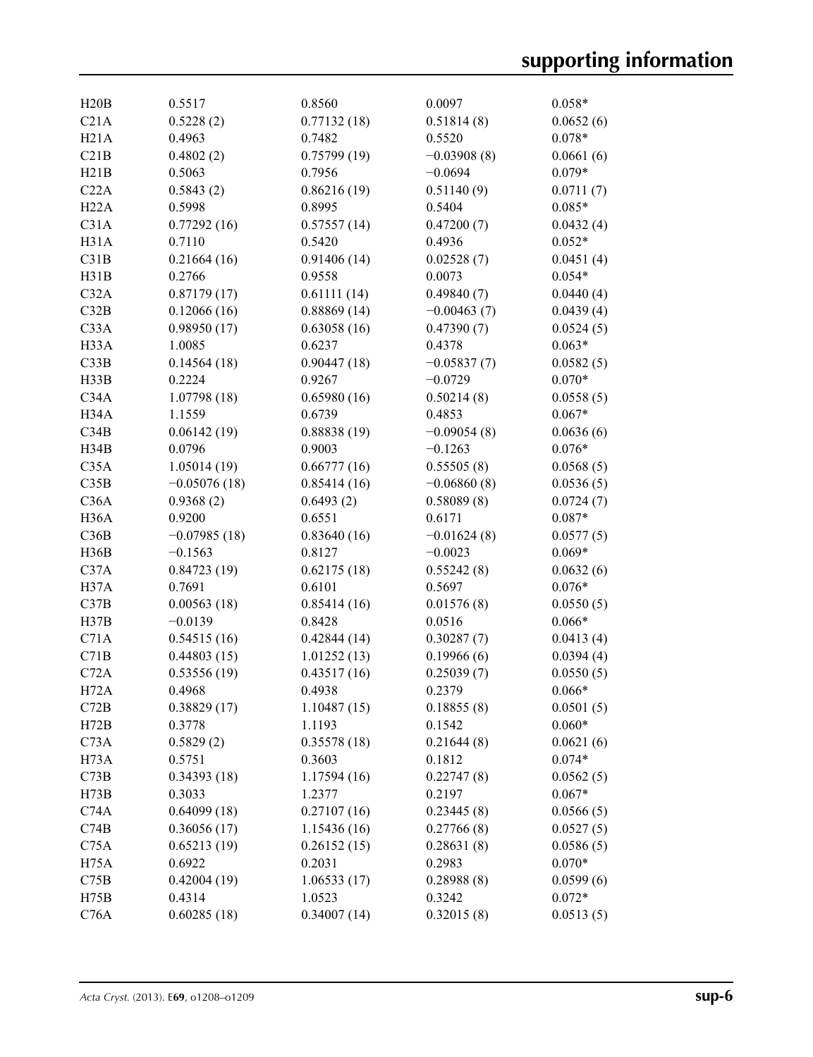| | | | | |
|---|---|---|---|---|
| H20B | 0.5517 | 0.8560 | 0.0097 | 0.058* |
| C21A | 0.5228 (2) | 0.77132 (18) | 0.51814 (8) | 0.0652 (6) |
| H21A | 0.4963 | 0.7482 | 0.5520 | 0.078* |
| C21B | 0.4802 (2) | 0.75799 (19) | −0.03908 (8) | 0.0661 (6) |
| H21B | 0.5063 | 0.7956 | −0.0694 | 0.079* |
| C22A | 0.5843 (2) | 0.86216 (19) | 0.51140 (9) | 0.0711 (7) |
| H22A | 0.5998 | 0.8995 | 0.5404 | 0.085* |
| C31A | 0.77292 (16) | 0.57557 (14) | 0.47200 (7) | 0.0432 (4) |
| H31A | 0.7110 | 0.5420 | 0.4936 | 0.052* |
| C31B | 0.21664 (16) | 0.91406 (14) | 0.02528 (7) | 0.0451 (4) |
| H31B | 0.2766 | 0.9558 | 0.0073 | 0.054* |
| C32A | 0.87179 (17) | 0.61111 (14) | 0.49840 (7) | 0.0440 (4) |
| C32B | 0.12066 (16) | 0.88869 (14) | −0.00463 (7) | 0.0439 (4) |
| C33A | 0.98950 (17) | 0.63058 (16) | 0.47390 (7) | 0.0524 (5) |
| H33A | 1.0085 | 0.6237 | 0.4378 | 0.063* |
| C33B | 0.14564 (18) | 0.90447 (18) | −0.05837 (7) | 0.0582 (5) |
| H33B | 0.2224 | 0.9267 | −0.0729 | 0.070* |
| C34A | 1.07798 (18) | 0.65980 (16) | 0.50214 (8) | 0.0558 (5) |
| H34A | 1.1559 | 0.6739 | 0.4853 | 0.067* |
| C34B | 0.06142 (19) | 0.88838 (19) | −0.09054 (8) | 0.0636 (6) |
| H34B | 0.0796 | 0.9003 | −0.1263 | 0.076* |
| C35A | 1.05014 (19) | 0.66777 (16) | 0.55505 (8) | 0.0568 (5) |
| C35B | −0.05076 (18) | 0.85414 (16) | −0.06860 (8) | 0.0536 (5) |
| C36A | 0.9368 (2) | 0.6493 (2) | 0.58089 (8) | 0.0724 (7) |
| H36A | 0.9200 | 0.6551 | 0.6171 | 0.087* |
| C36B | −0.07985 (18) | 0.83640 (16) | −0.01624 (8) | 0.0577 (5) |
| H36B | −0.1563 | 0.8127 | −0.0023 | 0.069* |
| C37A | 0.84723 (19) | 0.62175 (18) | 0.55242 (8) | 0.0632 (6) |
| H37A | 0.7691 | 0.6101 | 0.5697 | 0.076* |
| C37B | 0.00563 (18) | 0.85414 (16) | 0.01576 (8) | 0.0550 (5) |
| H37B | −0.0139 | 0.8428 | 0.0516 | 0.066* |
| C71A | 0.54515 (16) | 0.42844 (14) | 0.30287 (7) | 0.0413 (4) |
| C71B | 0.44803 (15) | 1.01252 (13) | 0.19966 (6) | 0.0394 (4) |
| C72A | 0.53556 (19) | 0.43517 (16) | 0.25039 (7) | 0.0550 (5) |
| H72A | 0.4968 | 0.4938 | 0.2379 | 0.066* |
| C72B | 0.38829 (17) | 1.10487 (15) | 0.18855 (8) | 0.0501 (5) |
| H72B | 0.3778 | 1.1193 | 0.1542 | 0.060* |
| C73A | 0.5829 (2) | 0.35578 (18) | 0.21644 (8) | 0.0621 (6) |
| H73A | 0.5751 | 0.3603 | 0.1812 | 0.074* |
| C73B | 0.34393 (18) | 1.17594 (16) | 0.22747 (8) | 0.0562 (5) |
| H73B | 0.3033 | 1.2377 | 0.2197 | 0.067* |
| C74A | 0.64099 (18) | 0.27107 (16) | 0.23445 (8) | 0.0566 (5) |
| C74B | 0.36056 (17) | 1.15436 (16) | 0.27766 (8) | 0.0527 (5) |
| C75A | 0.65213 (19) | 0.26152 (15) | 0.28631 (8) | 0.0586 (5) |
| H75A | 0.6922 | 0.2031 | 0.2983 | 0.070* |
| C75B | 0.42004 (19) | 1.06533 (17) | 0.28988 (8) | 0.0599 (6) |
| H75B | 0.4314 | 1.0523 | 0.3242 | 0.072* |
| C76A | 0.60285 (18) | 0.34007 (14) | 0.32015 (8) | 0.0513 (5) |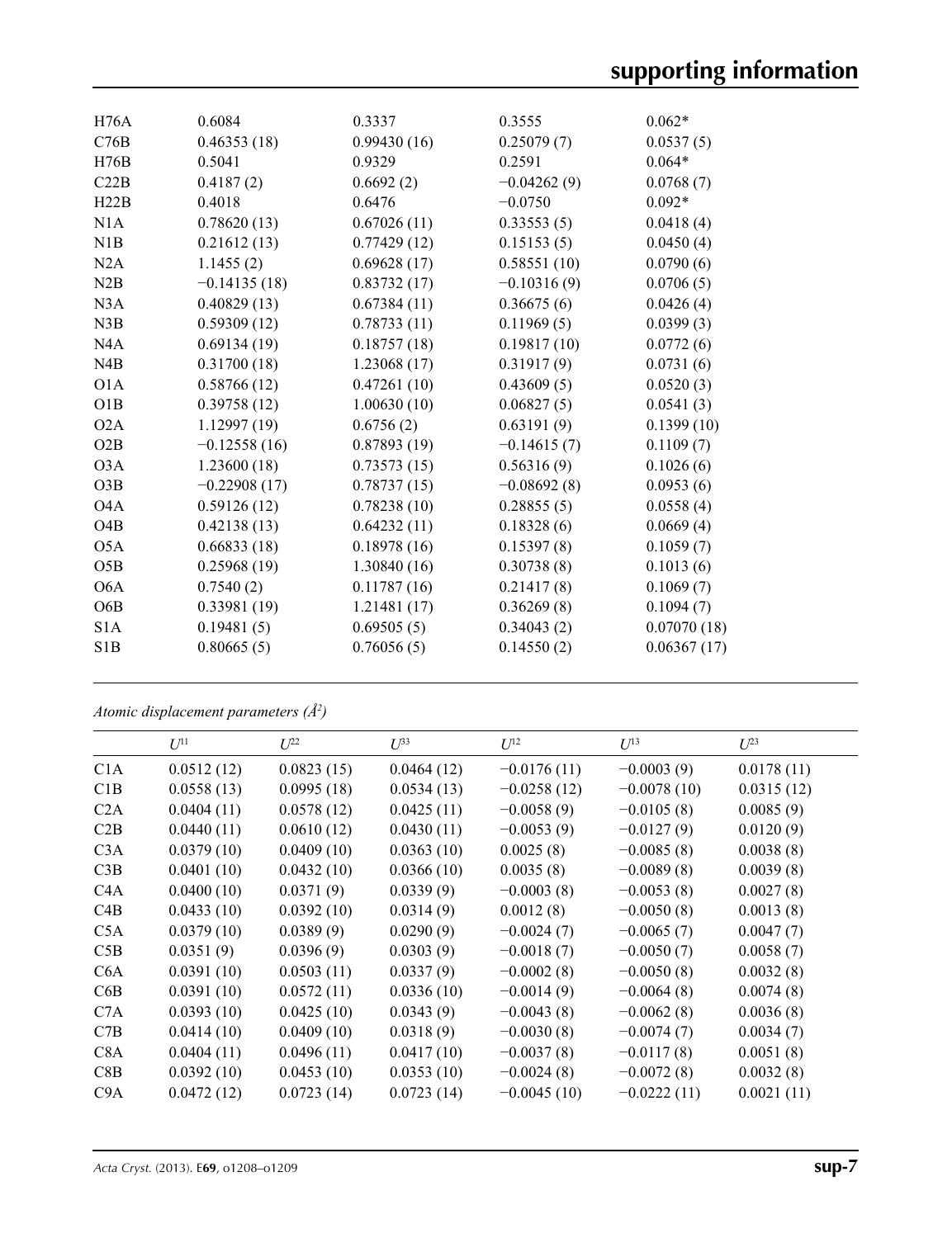| | | | | |
|---|---|---|---|---|
| H76A | 0.6084 | 0.3337 | 0.3555 | 0.062* |
| C76B | 0.46353 (18) | 0.99430 (16) | 0.25079 (7) | 0.0537 (5) |
| H76B | 0.5041 | 0.9329 | 0.2591 | 0.064* |
| C22B | 0.4187 (2) | 0.6692 (2) | −0.04262 (9) | 0.0768 (7) |
| H22B | 0.4018 | 0.6476 | −0.0750 | 0.092* |
| N1A | 0.78620 (13) | 0.67026 (11) | 0.33553 (5) | 0.0418 (4) |
| N1B | 0.21612 (13) | 0.77429 (12) | 0.15153 (5) | 0.0450 (4) |
| N2A | 1.1455 (2) | 0.69628 (17) | 0.58551 (10) | 0.0790 (6) |
| N2B | −0.14135 (18) | 0.83732 (17) | −0.10316 (9) | 0.0706 (5) |
| N3A | 0.40829 (13) | 0.67384 (11) | 0.36675 (6) | 0.0426 (4) |
| N3B | 0.59309 (12) | 0.78733 (11) | 0.11969 (5) | 0.0399 (3) |
| N4A | 0.69134 (19) | 0.18757 (18) | 0.19817 (10) | 0.0772 (6) |
| N4B | 0.31700 (18) | 1.23068 (17) | 0.31917 (9) | 0.0731 (6) |
| O1A | 0.58766 (12) | 0.47261 (10) | 0.43609 (5) | 0.0520 (3) |
| O1B | 0.39758 (12) | 1.00630 (10) | 0.06827 (5) | 0.0541 (3) |
| O2A | 1.12997 (19) | 0.6756 (2) | 0.63191 (9) | 0.1399 (10) |
| O2B | −0.12558 (16) | 0.87893 (19) | −0.14615 (7) | 0.1109 (7) |
| O3A | 1.23600 (18) | 0.73573 (15) | 0.56316 (9) | 0.1026 (6) |
| O3B | −0.22908 (17) | 0.78737 (15) | −0.08692 (8) | 0.0953 (6) |
| O4A | 0.59126 (12) | 0.78238 (10) | 0.28855 (5) | 0.0558 (4) |
| O4B | 0.42138 (13) | 0.64232 (11) | 0.18328 (6) | 0.0669 (4) |
| O5A | 0.66833 (18) | 0.18978 (16) | 0.15397 (8) | 0.1059 (7) |
| O5B | 0.25968 (19) | 1.30840 (16) | 0.30738 (8) | 0.1013 (6) |
| O6A | 0.7540 (2) | 0.11787 (16) | 0.21417 (8) | 0.1069 (7) |
| O6B | 0.33981 (19) | 1.21481 (17) | 0.36269 (8) | 0.1094 (7) |
| S1A | 0.19481 (5) | 0.69505 (5) | 0.34043 (2) | 0.07070 (18) |
| S1B | 0.80665 (5) | 0.76056 (5) | 0.14550 (2) | 0.06367 (17) |

*Atomic displacement parameters (Å²)*

| | $U^{11}$ | $U^{22}$ | $U^{33}$ | $U^{12}$ | $U^{13}$ | $U^{23}$ |
|---|---|---|---|---|---|---|
| C1A | 0.0512 (12) | 0.0823 (15) | 0.0464 (12) | −0.0176 (11) | −0.0003 (9) | 0.0178 (11) |
| C1B | 0.0558 (13) | 0.0995 (18) | 0.0534 (13) | −0.0258 (12) | −0.0078 (10) | 0.0315 (12) |
| C2A | 0.0404 (11) | 0.0578 (12) | 0.0425 (11) | −0.0058 (9) | −0.0105 (8) | 0.0085 (9) |
| C2B | 0.0440 (11) | 0.0610 (12) | 0.0430 (11) | −0.0053 (9) | −0.0127 (9) | 0.0120 (9) |
| C3A | 0.0379 (10) | 0.0409 (10) | 0.0363 (10) | 0.0025 (8) | −0.0085 (8) | 0.0038 (8) |
| C3B | 0.0401 (10) | 0.0432 (10) | 0.0366 (10) | 0.0035 (8) | −0.0089 (8) | 0.0039 (8) |
| C4A | 0.0400 (10) | 0.0371 (9) | 0.0339 (9) | −0.0003 (8) | −0.0053 (8) | 0.0027 (8) |
| C4B | 0.0433 (10) | 0.0392 (10) | 0.0314 (9) | 0.0012 (8) | −0.0050 (8) | 0.0013 (8) |
| C5A | 0.0379 (10) | 0.0389 (10) | 0.0290 (9) | −0.0024 (7) | −0.0065 (7) | 0.0047 (7) |
| C5B | 0.0351 (9) | 0.0396 (9) | 0.0303 (9) | −0.0018 (7) | −0.0050 (7) | 0.0058 (7) |
| C6A | 0.0391 (10) | 0.0503 (11) | 0.0337 (9) | −0.0002 (8) | −0.0050 (8) | 0.0032 (8) |
| C6B | 0.0391 (10) | 0.0572 (11) | 0.0336 (10) | −0.0014 (9) | −0.0064 (8) | 0.0074 (8) |
| C7A | 0.0393 (10) | 0.0425 (10) | 0.0343 (9) | −0.0043 (8) | −0.0062 (8) | 0.0036 (8) |
| C7B | 0.0414 (10) | 0.0409 (10) | 0.0318 (9) | −0.0030 (8) | −0.0074 (7) | 0.0034 (7) |
| C8A | 0.0404 (11) | 0.0496 (11) | 0.0417 (10) | −0.0037 (8) | −0.0117 (8) | 0.0051 (8) |
| C8B | 0.0392 (10) | 0.0453 (10) | 0.0353 (10) | −0.0024 (8) | −0.0072 (8) | 0.0032 (8) |
| C9A | 0.0472 (12) | 0.0723 (14) | 0.0723 (14) | −0.0045 (10) | −0.0222 (11) | 0.0021 (11) |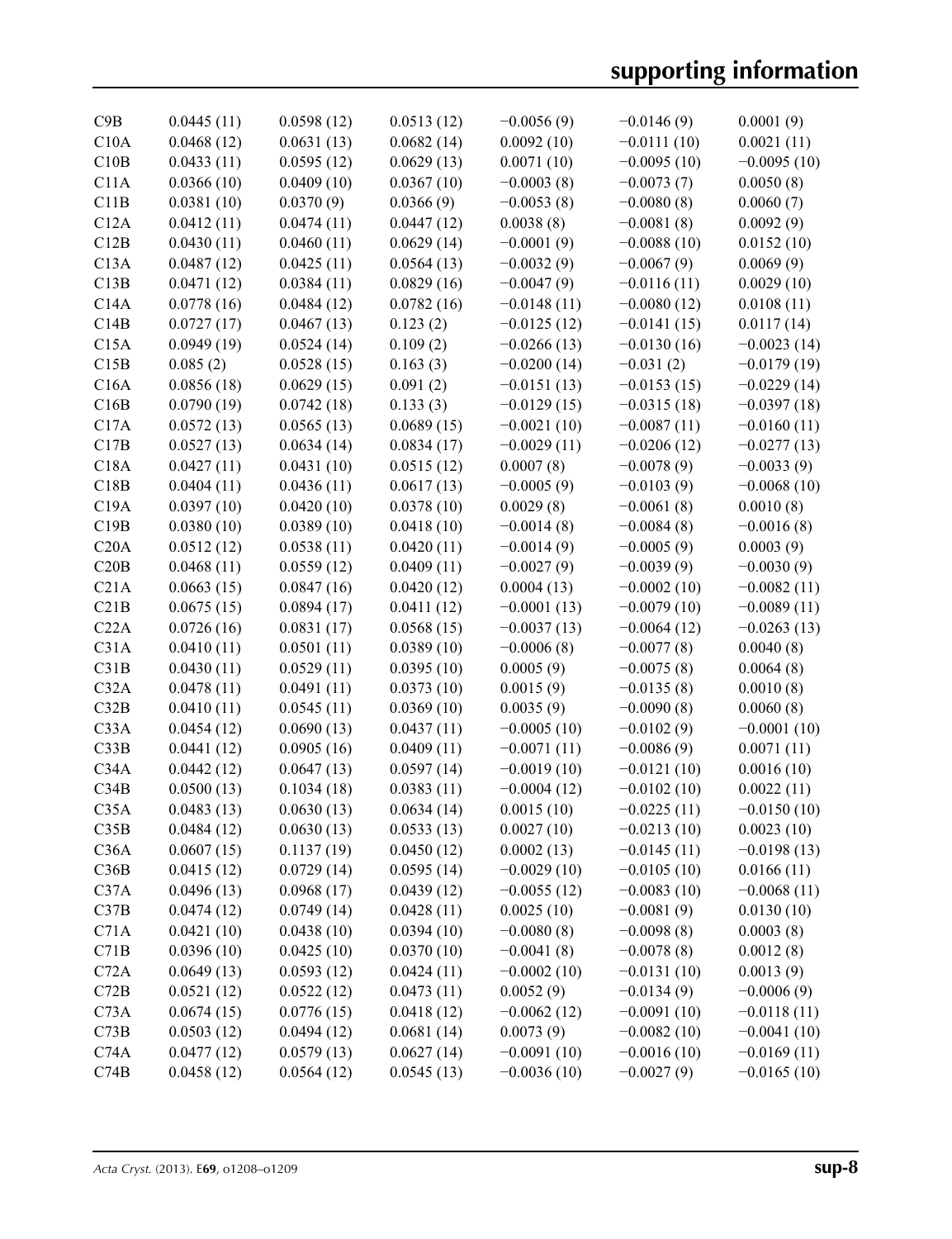| | | | | | | |
|---|---|---|---|---|---|---|
| C9B | 0.0445 (11) | 0.0598 (12) | 0.0513 (12) | −0.0056 (9) | −0.0146 (9) | 0.0001 (9) |
| C10A | 0.0468 (12) | 0.0631 (13) | 0.0682 (14) | 0.0092 (10) | −0.0111 (10) | 0.0021 (11) |
| C10B | 0.0433 (11) | 0.0595 (12) | 0.0629 (13) | 0.0071 (10) | −0.0095 (10) | −0.0095 (10) |
| C11A | 0.0366 (10) | 0.0409 (10) | 0.0367 (10) | −0.0003 (8) | −0.0073 (7) | 0.0050 (8) |
| C11B | 0.0381 (10) | 0.0370 (9) | 0.0366 (9) | −0.0053 (8) | −0.0080 (8) | 0.0060 (7) |
| C12A | 0.0412 (11) | 0.0474 (11) | 0.0447 (12) | 0.0038 (8) | −0.0081 (8) | 0.0092 (9) |
| C12B | 0.0430 (11) | 0.0460 (11) | 0.0629 (14) | −0.0001 (9) | −0.0088 (10) | 0.0152 (10) |
| C13A | 0.0487 (12) | 0.0425 (11) | 0.0564 (13) | −0.0032 (9) | −0.0067 (9) | 0.0069 (9) |
| C13B | 0.0471 (12) | 0.0384 (11) | 0.0829 (16) | −0.0047 (9) | −0.0116 (11) | 0.0029 (10) |
| C14A | 0.0778 (16) | 0.0484 (12) | 0.0782 (16) | −0.0148 (11) | −0.0080 (12) | 0.0108 (11) |
| C14B | 0.0727 (17) | 0.0467 (13) | 0.123 (2) | −0.0125 (12) | −0.0141 (15) | 0.0117 (14) |
| C15A | 0.0949 (19) | 0.0524 (14) | 0.109 (2) | −0.0266 (13) | −0.0130 (16) | −0.0023 (14) |
| C15B | 0.085 (2) | 0.0528 (15) | 0.163 (3) | −0.0200 (14) | −0.031 (2) | −0.0179 (19) |
| C16A | 0.0856 (18) | 0.0629 (15) | 0.091 (2) | −0.0151 (13) | −0.0153 (15) | −0.0229 (14) |
| C16B | 0.0790 (19) | 0.0742 (18) | 0.133 (3) | −0.0129 (15) | −0.0315 (18) | −0.0397 (18) |
| C17A | 0.0572 (13) | 0.0565 (13) | 0.0689 (15) | −0.0021 (10) | −0.0087 (11) | −0.0160 (11) |
| C17B | 0.0527 (13) | 0.0634 (14) | 0.0834 (17) | −0.0029 (11) | −0.0206 (12) | −0.0277 (13) |
| C18A | 0.0427 (11) | 0.0431 (10) | 0.0515 (12) | 0.0007 (8) | −0.0078 (9) | −0.0033 (9) |
| C18B | 0.0404 (11) | 0.0436 (11) | 0.0617 (13) | −0.0005 (9) | −0.0103 (9) | −0.0068 (10) |
| C19A | 0.0397 (10) | 0.0420 (10) | 0.0378 (10) | 0.0029 (8) | −0.0061 (8) | 0.0010 (8) |
| C19B | 0.0380 (10) | 0.0389 (10) | 0.0418 (10) | −0.0014 (8) | −0.0084 (8) | −0.0016 (8) |
| C20A | 0.0512 (12) | 0.0538 (11) | 0.0420 (11) | −0.0014 (9) | −0.0005 (9) | 0.0003 (9) |
| C20B | 0.0468 (11) | 0.0559 (12) | 0.0409 (11) | −0.0027 (9) | −0.0039 (9) | −0.0030 (9) |
| C21A | 0.0663 (15) | 0.0847 (16) | 0.0420 (12) | 0.0004 (13) | −0.0002 (10) | −0.0082 (11) |
| C21B | 0.0675 (15) | 0.0894 (17) | 0.0411 (12) | −0.0001 (13) | −0.0079 (10) | −0.0089 (11) |
| C22A | 0.0726 (16) | 0.0831 (17) | 0.0568 (15) | −0.0037 (13) | −0.0064 (12) | −0.0263 (13) |
| C31A | 0.0410 (11) | 0.0501 (11) | 0.0389 (10) | −0.0006 (8) | −0.0077 (8) | 0.0040 (8) |
| C31B | 0.0430 (11) | 0.0529 (11) | 0.0395 (10) | 0.0005 (9) | −0.0075 (8) | 0.0064 (8) |
| C32A | 0.0478 (11) | 0.0491 (11) | 0.0373 (10) | 0.0015 (9) | −0.0135 (8) | 0.0010 (8) |
| C32B | 0.0410 (11) | 0.0545 (11) | 0.0369 (10) | 0.0035 (9) | −0.0090 (8) | 0.0060 (8) |
| C33A | 0.0454 (12) | 0.0690 (13) | 0.0437 (11) | −0.0005 (10) | −0.0102 (9) | −0.0001 (10) |
| C33B | 0.0441 (12) | 0.0905 (16) | 0.0409 (11) | −0.0071 (11) | −0.0086 (9) | 0.0071 (11) |
| C34A | 0.0442 (12) | 0.0647 (13) | 0.0597 (14) | −0.0019 (10) | −0.0121 (10) | 0.0016 (10) |
| C34B | 0.0500 (13) | 0.1034 (18) | 0.0383 (11) | −0.0004 (12) | −0.0102 (10) | 0.0022 (11) |
| C35A | 0.0483 (13) | 0.0630 (13) | 0.0634 (14) | 0.0015 (10) | −0.0225 (11) | −0.0150 (10) |
| C35B | 0.0484 (12) | 0.0630 (13) | 0.0533 (13) | 0.0027 (10) | −0.0213 (10) | 0.0023 (10) |
| C36A | 0.0607 (15) | 0.1137 (19) | 0.0450 (12) | 0.0002 (13) | −0.0145 (11) | −0.0198 (13) |
| C36B | 0.0415 (12) | 0.0729 (14) | 0.0595 (14) | −0.0029 (10) | −0.0105 (10) | 0.0166 (11) |
| C37A | 0.0496 (13) | 0.0968 (17) | 0.0439 (12) | −0.0055 (12) | −0.0083 (10) | −0.0068 (11) |
| C37B | 0.0474 (12) | 0.0749 (14) | 0.0428 (11) | 0.0025 (10) | −0.0081 (9) | 0.0130 (10) |
| C71A | 0.0421 (10) | 0.0438 (10) | 0.0394 (10) | −0.0080 (8) | −0.0098 (8) | 0.0003 (8) |
| C71B | 0.0396 (10) | 0.0425 (10) | 0.0370 (10) | −0.0041 (8) | −0.0078 (8) | 0.0012 (8) |
| C72A | 0.0649 (13) | 0.0593 (12) | 0.0424 (11) | −0.0002 (10) | −0.0131 (10) | 0.0013 (9) |
| C72B | 0.0521 (12) | 0.0522 (12) | 0.0473 (11) | 0.0052 (9) | −0.0134 (9) | −0.0006 (9) |
| C73A | 0.0674 (15) | 0.0776 (15) | 0.0418 (12) | −0.0062 (12) | −0.0091 (10) | −0.0118 (11) |
| C73B | 0.0503 (12) | 0.0494 (12) | 0.0681 (14) | 0.0073 (9) | −0.0082 (10) | −0.0041 (10) |
| C74A | 0.0477 (12) | 0.0579 (13) | 0.0627 (14) | −0.0091 (10) | −0.0016 (10) | −0.0169 (11) |
| C74B | 0.0458 (12) | 0.0564 (12) | 0.0545 (13) | −0.0036 (10) | −0.0027 (9) | −0.0165 (10) |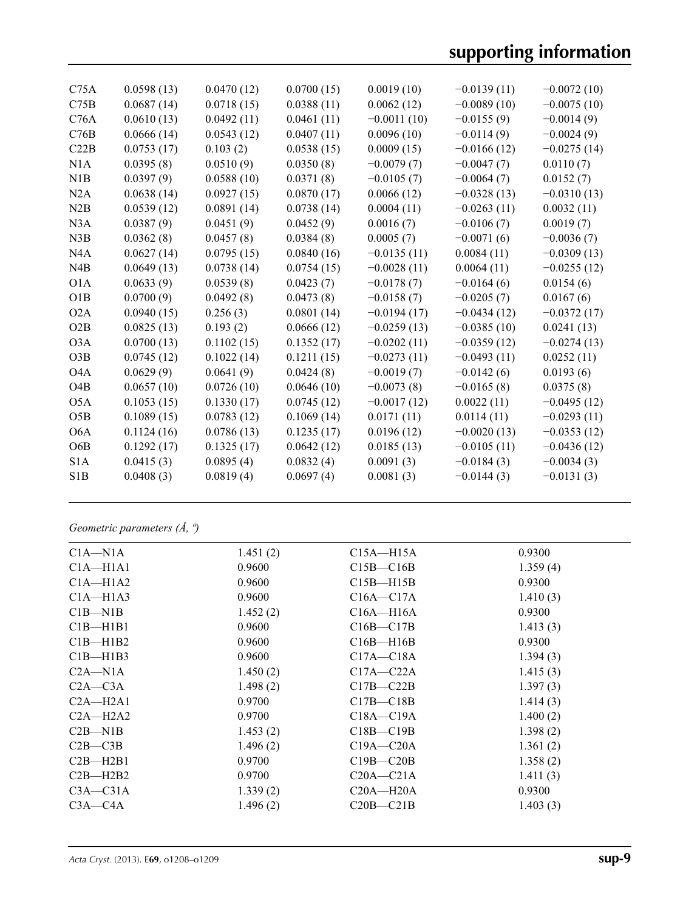| | | | | | | |
|---|---|---|---|---|---|---|
| C75A | 0.0598 (13) | 0.0470 (12) | 0.0700 (15) | 0.0019 (10) | −0.0139 (11) | −0.0072 (10) |
| C75B | 0.0687 (14) | 0.0718 (15) | 0.0388 (11) | 0.0062 (12) | −0.0089 (10) | −0.0075 (10) |
| C76A | 0.0610 (13) | 0.0492 (11) | 0.0461 (11) | −0.0011 (10) | −0.0155 (9) | −0.0014 (9) |
| C76B | 0.0666 (14) | 0.0543 (12) | 0.0407 (11) | 0.0096 (10) | −0.0114 (9) | −0.0024 (9) |
| C22B | 0.0753 (17) | 0.103 (2) | 0.0538 (15) | 0.0009 (15) | −0.0166 (12) | −0.0275 (14) |
| N1A | 0.0395 (8) | 0.0510 (9) | 0.0350 (8) | −0.0079 (7) | −0.0047 (7) | 0.0110 (7) |
| N1B | 0.0397 (9) | 0.0588 (10) | 0.0371 (8) | −0.0105 (7) | −0.0064 (7) | 0.0152 (7) |
| N2A | 0.0638 (14) | 0.0927 (15) | 0.0870 (17) | 0.0066 (12) | −0.0328 (13) | −0.0310 (13) |
| N2B | 0.0539 (12) | 0.0891 (14) | 0.0738 (14) | 0.0004 (11) | −0.0263 (11) | 0.0032 (11) |
| N3A | 0.0387 (9) | 0.0451 (9) | 0.0452 (9) | 0.0016 (7) | −0.0106 (7) | 0.0019 (7) |
| N3B | 0.0362 (8) | 0.0457 (8) | 0.0384 (8) | 0.0005 (7) | −0.0071 (6) | −0.0036 (7) |
| N4A | 0.0627 (14) | 0.0795 (15) | 0.0840 (16) | −0.0135 (11) | 0.0084 (11) | −0.0309 (13) |
| N4B | 0.0649 (13) | 0.0738 (14) | 0.0754 (15) | −0.0028 (11) | 0.0064 (11) | −0.0255 (12) |
| O1A | 0.0633 (9) | 0.0539 (8) | 0.0423 (7) | −0.0178 (7) | −0.0164 (6) | 0.0154 (6) |
| O1B | 0.0700 (9) | 0.0492 (8) | 0.0473 (8) | −0.0158 (7) | −0.0205 (7) | 0.0167 (6) |
| O2A | 0.0940 (15) | 0.256 (3) | 0.0801 (14) | −0.0194 (17) | −0.0434 (12) | −0.0372 (17) |
| O2B | 0.0825 (13) | 0.193 (2) | 0.0666 (12) | −0.0259 (13) | −0.0385 (10) | 0.0241 (13) |
| O3A | 0.0700 (13) | 0.1102 (15) | 0.1352 (17) | −0.0202 (11) | −0.0359 (12) | −0.0274 (13) |
| O3B | 0.0745 (12) | 0.1022 (14) | 0.1211 (15) | −0.0273 (11) | −0.0493 (11) | 0.0252 (11) |
| O4A | 0.0629 (9) | 0.0641 (9) | 0.0424 (8) | −0.0019 (7) | −0.0142 (6) | 0.0193 (6) |
| O4B | 0.0657 (10) | 0.0726 (10) | 0.0646 (10) | −0.0073 (8) | −0.0165 (8) | 0.0375 (8) |
| O5A | 0.1053 (15) | 0.1330 (17) | 0.0745 (12) | −0.0017 (12) | 0.0022 (11) | −0.0495 (12) |
| O5B | 0.1089 (15) | 0.0783 (12) | 0.1069 (14) | 0.0171 (11) | 0.0114 (11) | −0.0293 (11) |
| O6A | 0.1124 (16) | 0.0786 (13) | 0.1235 (17) | 0.0196 (12) | −0.0020 (13) | −0.0353 (12) |
| O6B | 0.1292 (17) | 0.1325 (17) | 0.0642 (12) | 0.0185 (13) | −0.0105 (11) | −0.0436 (12) |
| S1A | 0.0415 (3) | 0.0895 (4) | 0.0832 (4) | 0.0091 (3) | −0.0184 (3) | −0.0034 (3) |
| S1B | 0.0408 (3) | 0.0819 (4) | 0.0697 (4) | 0.0081 (3) | −0.0144 (3) | −0.0131 (3) |

*Geometric parameters (Å, º)*

| | | | |
|---|---|---|---|
| C1A—N1A | 1.451 (2) | C15A—H15A | 0.9300 |
| C1A—H1A1 | 0.9600 | C15B—C16B | 1.359 (4) |
| C1A—H1A2 | 0.9600 | C15B—H15B | 0.9300 |
| C1A—H1A3 | 0.9600 | C16A—C17A | 1.410 (3) |
| C1B—N1B | 1.452 (2) | C16A—H16A | 0.9300 |
| C1B—H1B1 | 0.9600 | C16B—C17B | 1.413 (3) |
| C1B—H1B2 | 0.9600 | C16B—H16B | 0.9300 |
| C1B—H1B3 | 0.9600 | C17A—C18A | 1.394 (3) |
| C2A—N1A | 1.450 (2) | C17A—C22A | 1.415 (3) |
| C2A—C3A | 1.498 (2) | C17B—C22B | 1.397 (3) |
| C2A—H2A1 | 0.9700 | C17B—C18B | 1.414 (3) |
| C2A—H2A2 | 0.9700 | C18A—C19A | 1.400 (2) |
| C2B—N1B | 1.453 (2) | C18B—C19B | 1.398 (2) |
| C2B—C3B | 1.496 (2) | C19A—C20A | 1.361 (2) |
| C2B—H2B1 | 0.9700 | C19B—C20B | 1.358 (2) |
| C2B—H2B2 | 0.9700 | C20A—C21A | 1.411 (3) |
| C3A—C31A | 1.339 (2) | C20A—H20A | 0.9300 |
| C3A—C4A | 1.496 (2) | C20B—C21B | 1.403 (3) |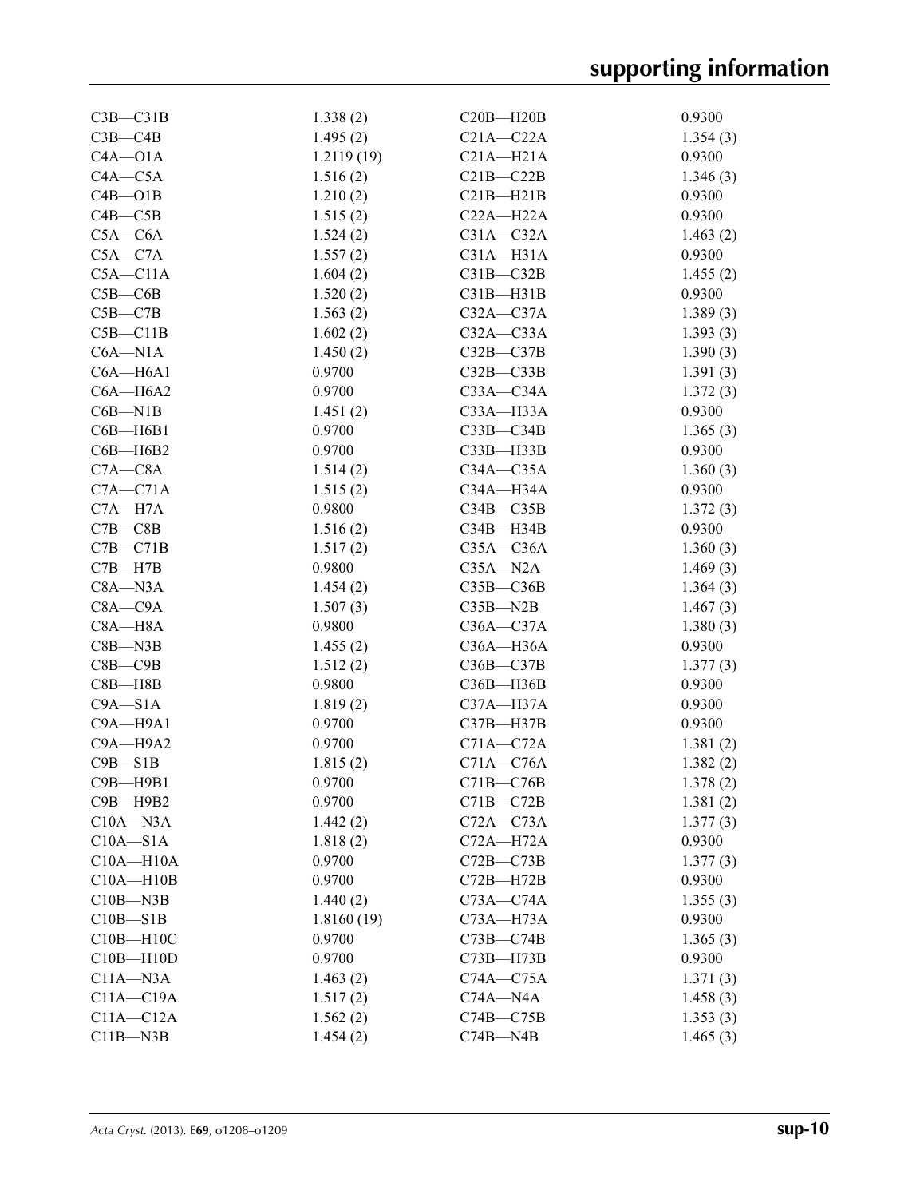| | | | |
|---|---|---|---|
| C3B—C31B | 1.338 (2) | C20B—H20B | 0.9300 |
| C3B—C4B | 1.495 (2) | C21A—C22A | 1.354 (3) |
| C4A—O1A | 1.2119 (19) | C21A—H21A | 0.9300 |
| C4A—C5A | 1.516 (2) | C21B—C22B | 1.346 (3) |
| C4B—O1B | 1.210 (2) | C21B—H21B | 0.9300 |
| C4B—C5B | 1.515 (2) | C22A—H22A | 0.9300 |
| C5A—C6A | 1.524 (2) | C31A—C32A | 1.463 (2) |
| C5A—C7A | 1.557 (2) | C31A—H31A | 0.9300 |
| C5A—C11A | 1.604 (2) | C31B—C32B | 1.455 (2) |
| C5B—C6B | 1.520 (2) | C31B—H31B | 0.9300 |
| C5B—C7B | 1.563 (2) | C32A—C37A | 1.389 (3) |
| C5B—C11B | 1.602 (2) | C32A—C33A | 1.393 (3) |
| C6A—N1A | 1.450 (2) | C32B—C37B | 1.390 (3) |
| C6A—H6A1 | 0.9700 | C32B—C33B | 1.391 (3) |
| C6A—H6A2 | 0.9700 | C33A—C34A | 1.372 (3) |
| C6B—N1B | 1.451 (2) | C33A—H33A | 0.9300 |
| C6B—H6B1 | 0.9700 | C33B—C34B | 1.365 (3) |
| C6B—H6B2 | 0.9700 | C33B—H33B | 0.9300 |
| C7A—C8A | 1.514 (2) | C34A—C35A | 1.360 (3) |
| C7A—C71A | 1.515 (2) | C34A—H34A | 0.9300 |
| C7A—H7A | 0.9800 | C34B—C35B | 1.372 (3) |
| C7B—C8B | 1.516 (2) | C34B—H34B | 0.9300 |
| C7B—C71B | 1.517 (2) | C35A—C36A | 1.360 (3) |
| C7B—H7B | 0.9800 | C35A—N2A | 1.469 (3) |
| C8A—N3A | 1.454 (2) | C35B—C36B | 1.364 (3) |
| C8A—C9A | 1.507 (3) | C35B—N2B | 1.467 (3) |
| C8A—H8A | 0.9800 | C36A—C37A | 1.380 (3) |
| C8B—N3B | 1.455 (2) | C36A—H36A | 0.9300 |
| C8B—C9B | 1.512 (2) | C36B—C37B | 1.377 (3) |
| C8B—H8B | 0.9800 | C36B—H36B | 0.9300 |
| C9A—S1A | 1.819 (2) | C37A—H37A | 0.9300 |
| C9A—H9A1 | 0.9700 | C37B—H37B | 0.9300 |
| C9A—H9A2 | 0.9700 | C71A—C72A | 1.381 (2) |
| C9B—S1B | 1.815 (2) | C71A—C76A | 1.382 (2) |
| C9B—H9B1 | 0.9700 | C71B—C76B | 1.378 (2) |
| C9B—H9B2 | 0.9700 | C71B—C72B | 1.381 (2) |
| C10A—N3A | 1.442 (2) | C72A—C73A | 1.377 (3) |
| C10A—S1A | 1.818 (2) | C72A—H72A | 0.9300 |
| C10A—H10A | 0.9700 | C72B—C73B | 1.377 (3) |
| C10A—H10B | 0.9700 | C72B—H72B | 0.9300 |
| C10B—N3B | 1.440 (2) | C73A—C74A | 1.355 (3) |
| C10B—S1B | 1.8160 (19) | C73A—H73A | 0.9300 |
| C10B—H10C | 0.9700 | C73B—C74B | 1.365 (3) |
| C10B—H10D | 0.9700 | C73B—H73B | 0.9300 |
| C11A—N3A | 1.463 (2) | C74A—C75A | 1.371 (3) |
| C11A—C19A | 1.517 (2) | C74A—N4A | 1.458 (3) |
| C11A—C12A | 1.562 (2) | C74B—C75B | 1.353 (3) |
| C11B—N3B | 1.454 (2) | C74B—N4B | 1.465 (3) |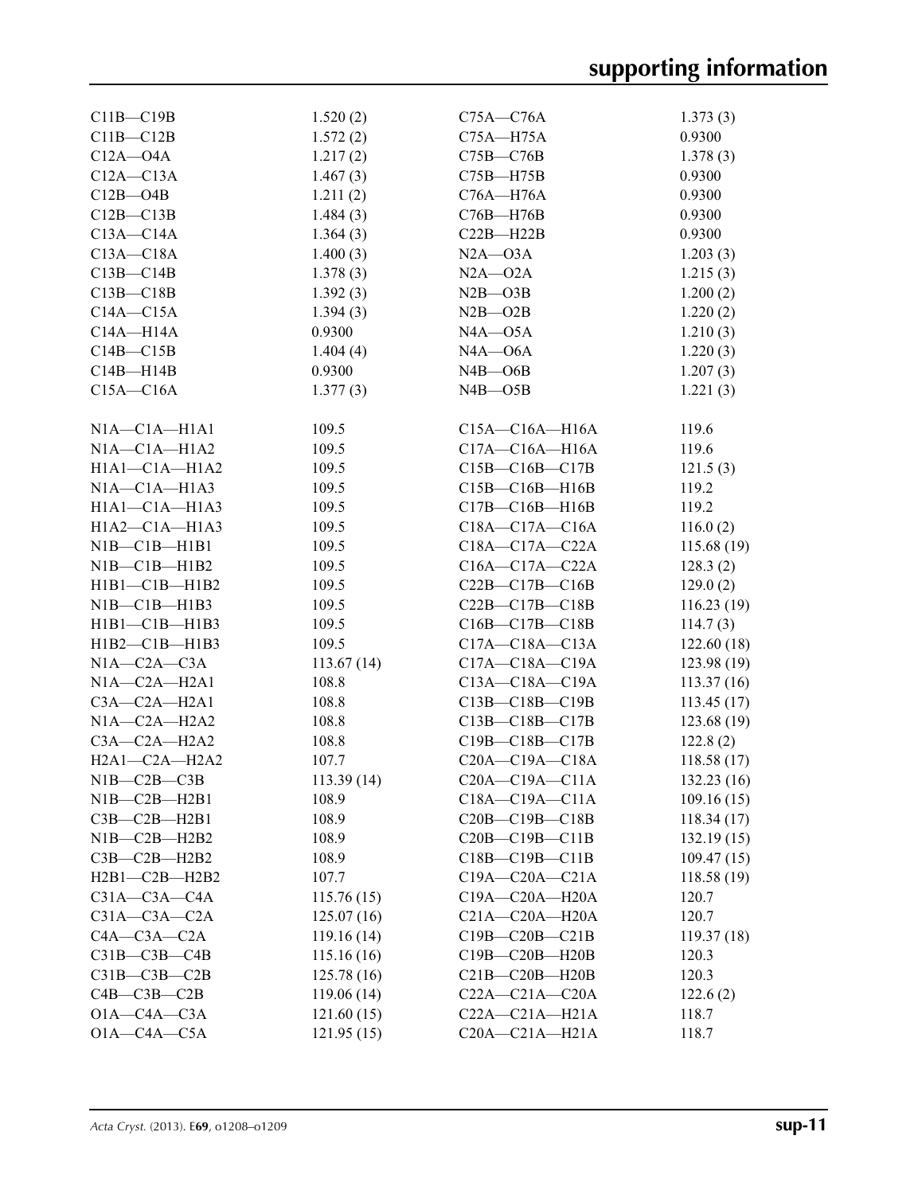| | | | |
|---|---|---|---|
| C11B—C19B | 1.520 (2) | C75A—C76A | 1.373 (3) |
| C11B—C12B | 1.572 (2) | C75A—H75A | 0.9300 |
| C12A—O4A | 1.217 (2) | C75B—C76B | 1.378 (3) |
| C12A—C13A | 1.467 (3) | C75B—H75B | 0.9300 |
| C12B—O4B | 1.211 (2) | C76A—H76A | 0.9300 |
| C12B—C13B | 1.484 (3) | C76B—H76B | 0.9300 |
| C13A—C14A | 1.364 (3) | C22B—H22B | 0.9300 |
| C13A—C18A | 1.400 (3) | N2A—O3A | 1.203 (3) |
| C13B—C14B | 1.378 (3) | N2A—O2A | 1.215 (3) |
| C13B—C18B | 1.392 (3) | N2B—O3B | 1.200 (2) |
| C14A—C15A | 1.394 (3) | N2B—O2B | 1.220 (2) |
| C14A—H14A | 0.9300 | N4A—O5A | 1.210 (3) |
| C14B—C15B | 1.404 (4) | N4A—O6A | 1.220 (3) |
| C14B—H14B | 0.9300 | N4B—O6B | 1.207 (3) |
| C15A—C16A | 1.377 (3) | N4B—O5B | 1.221 (3) |
| | | | |
| N1A—C1A—H1A1 | 109.5 | C15A—C16A—H16A | 119.6 |
| N1A—C1A—H1A2 | 109.5 | C17A—C16A—H16A | 119.6 |
| H1A1—C1A—H1A2 | 109.5 | C15B—C16B—C17B | 121.5 (3) |
| N1A—C1A—H1A3 | 109.5 | C15B—C16B—H16B | 119.2 |
| H1A1—C1A—H1A3 | 109.5 | C17B—C16B—H16B | 119.2 |
| H1A2—C1A—H1A3 | 109.5 | C18A—C17A—C16A | 116.0 (2) |
| N1B—C1B—H1B1 | 109.5 | C18A—C17A—C22A | 115.68 (19) |
| N1B—C1B—H1B2 | 109.5 | C16A—C17A—C22A | 128.3 (2) |
| H1B1—C1B—H1B2 | 109.5 | C22B—C17B—C16B | 129.0 (2) |
| N1B—C1B—H1B3 | 109.5 | C22B—C17B—C18B | 116.23 (19) |
| H1B1—C1B—H1B3 | 109.5 | C16B—C17B—C18B | 114.7 (3) |
| H1B2—C1B—H1B3 | 109.5 | C17A—C18A—C13A | 122.60 (18) |
| N1A—C2A—C3A | 113.67 (14) | C17A—C18A—C19A | 123.98 (19) |
| N1A—C2A—H2A1 | 108.8 | C13A—C18A—C19A | 113.37 (16) |
| C3A—C2A—H2A1 | 108.8 | C13B—C18B—C19B | 113.45 (17) |
| N1A—C2A—H2A2 | 108.8 | C13B—C18B—C17B | 123.68 (19) |
| C3A—C2A—H2A2 | 108.8 | C19B—C18B—C17B | 122.8 (2) |
| H2A1—C2A—H2A2 | 107.7 | C20A—C19A—C18A | 118.58 (17) |
| N1B—C2B—C3B | 113.39 (14) | C20A—C19A—C11A | 132.23 (16) |
| N1B—C2B—H2B1 | 108.9 | C18A—C19A—C11A | 109.16 (15) |
| C3B—C2B—H2B1 | 108.9 | C20B—C19B—C18B | 118.34 (17) |
| N1B—C2B—H2B2 | 108.9 | C20B—C19B—C11B | 132.19 (15) |
| C3B—C2B—H2B2 | 108.9 | C18B—C19B—C11B | 109.47 (15) |
| H2B1—C2B—H2B2 | 107.7 | C19A—C20A—C21A | 118.58 (19) |
| C31A—C3A—C4A | 115.76 (15) | C19A—C20A—H20A | 120.7 |
| C31A—C3A—C2A | 125.07 (16) | C21A—C20A—H20A | 120.7 |
| C4A—C3A—C2A | 119.16 (14) | C19B—C20B—C21B | 119.37 (18) |
| C31B—C3B—C4B | 115.16 (16) | C19B—C20B—H20B | 120.3 |
| C31B—C3B—C2B | 125.78 (16) | C21B—C20B—H20B | 120.3 |
| C4B—C3B—C2B | 119.06 (14) | C22A—C21A—C20A | 122.6 (2) |
| O1A—C4A—C3A | 121.60 (15) | C22A—C21A—H21A | 118.7 |
| O1A—C4A—C5A | 121.95 (15) | C20A—C21A—H21A | 118.7 |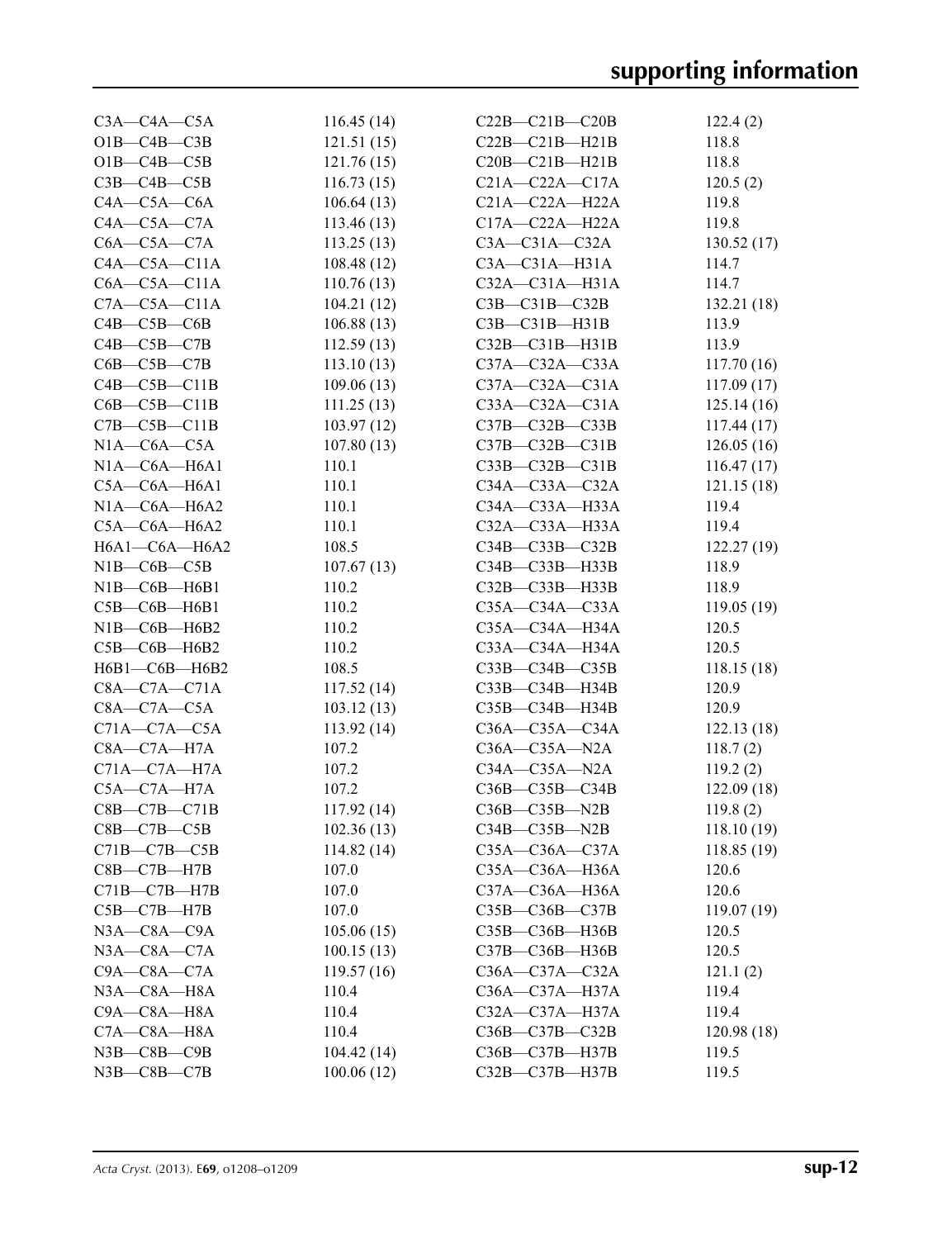| | | | |
|---|---|---|---|
| C3A—C4A—C5A | 116.45 (14) | C22B—C21B—C20B | 122.4 (2) |
| O1B—C4B—C3B | 121.51 (15) | C22B—C21B—H21B | 118.8 |
| O1B—C4B—C5B | 121.76 (15) | C20B—C21B—H21B | 118.8 |
| C3B—C4B—C5B | 116.73 (15) | C21A—C22A—C17A | 120.5 (2) |
| C4A—C5A—C6A | 106.64 (13) | C21A—C22A—H22A | 119.8 |
| C4A—C5A—C7A | 113.46 (13) | C17A—C22A—H22A | 119.8 |
| C6A—C5A—C7A | 113.25 (13) | C3A—C31A—C32A | 130.52 (17) |
| C4A—C5A—C11A | 108.48 (12) | C3A—C31A—H31A | 114.7 |
| C6A—C5A—C11A | 110.76 (13) | C32A—C31A—H31A | 114.7 |
| C7A—C5A—C11A | 104.21 (12) | C3B—C31B—C32B | 132.21 (18) |
| C4B—C5B—C6B | 106.88 (13) | C3B—C31B—H31B | 113.9 |
| C4B—C5B—C7B | 112.59 (13) | C32B—C31B—H31B | 113.9 |
| C6B—C5B—C7B | 113.10 (13) | C37A—C32A—C33A | 117.70 (16) |
| C4B—C5B—C11B | 109.06 (13) | C37A—C32A—C31A | 117.09 (17) |
| C6B—C5B—C11B | 111.25 (13) | C33A—C32A—C31A | 125.14 (16) |
| C7B—C5B—C11B | 103.97 (12) | C37B—C32B—C33B | 117.44 (17) |
| N1A—C6A—C5A | 107.80 (13) | C37B—C32B—C31B | 126.05 (16) |
| N1A—C6A—H6A1 | 110.1 | C33B—C32B—C31B | 116.47 (17) |
| C5A—C6A—H6A1 | 110.1 | C34A—C33A—C32A | 121.15 (18) |
| N1A—C6A—H6A2 | 110.1 | C34A—C33A—H33A | 119.4 |
| C5A—C6A—H6A2 | 110.1 | C32A—C33A—H33A | 119.4 |
| H6A1—C6A—H6A2 | 108.5 | C34B—C33B—C32B | 122.27 (19) |
| N1B—C6B—C5B | 107.67 (13) | C34B—C33B—H33B | 118.9 |
| N1B—C6B—H6B1 | 110.2 | C32B—C33B—H33B | 118.9 |
| C5B—C6B—H6B1 | 110.2 | C35A—C34A—C33A | 119.05 (19) |
| N1B—C6B—H6B2 | 110.2 | C35A—C34A—H34A | 120.5 |
| C5B—C6B—H6B2 | 110.2 | C33A—C34A—H34A | 120.5 |
| H6B1—C6B—H6B2 | 108.5 | C33B—C34B—C35B | 118.15 (18) |
| C8A—C7A—C71A | 117.52 (14) | C33B—C34B—H34B | 120.9 |
| C8A—C7A—C5A | 103.12 (13) | C35B—C34B—H34B | 120.9 |
| C71A—C7A—C5A | 113.92 (14) | C36A—C35A—C34A | 122.13 (18) |
| C8A—C7A—H7A | 107.2 | C36A—C35A—N2A | 118.7 (2) |
| C71A—C7A—H7A | 107.2 | C34A—C35A—N2A | 119.2 (2) |
| C5A—C7A—H7A | 107.2 | C36B—C35B—C34B | 122.09 (18) |
| C8B—C7B—C71B | 117.92 (14) | C36B—C35B—N2B | 119.8 (2) |
| C8B—C7B—C5B | 102.36 (13) | C34B—C35B—N2B | 118.10 (19) |
| C71B—C7B—C5B | 114.82 (14) | C35A—C36A—C37A | 118.85 (19) |
| C8B—C7B—H7B | 107.0 | C35A—C36A—H36A | 120.6 |
| C71B—C7B—H7B | 107.0 | C37A—C36A—H36A | 120.6 |
| C5B—C7B—H7B | 107.0 | C35B—C36B—C37B | 119.07 (19) |
| N3A—C8A—C9A | 105.06 (15) | C35B—C36B—H36B | 120.5 |
| N3A—C8A—C7A | 100.15 (13) | C37B—C36B—H36B | 120.5 |
| C9A—C8A—C7A | 119.57 (16) | C36A—C37A—C32A | 121.1 (2) |
| N3A—C8A—H8A | 110.4 | C36A—C37A—H37A | 119.4 |
| C9A—C8A—H8A | 110.4 | C32A—C37A—H37A | 119.4 |
| C7A—C8A—H8A | 110.4 | C36B—C37B—C32B | 120.98 (18) |
| N3B—C8B—C9B | 104.42 (14) | C36B—C37B—H37B | 119.5 |
| N3B—C8B—C7B | 100.06 (12) | C32B—C37B—H37B | 119.5 |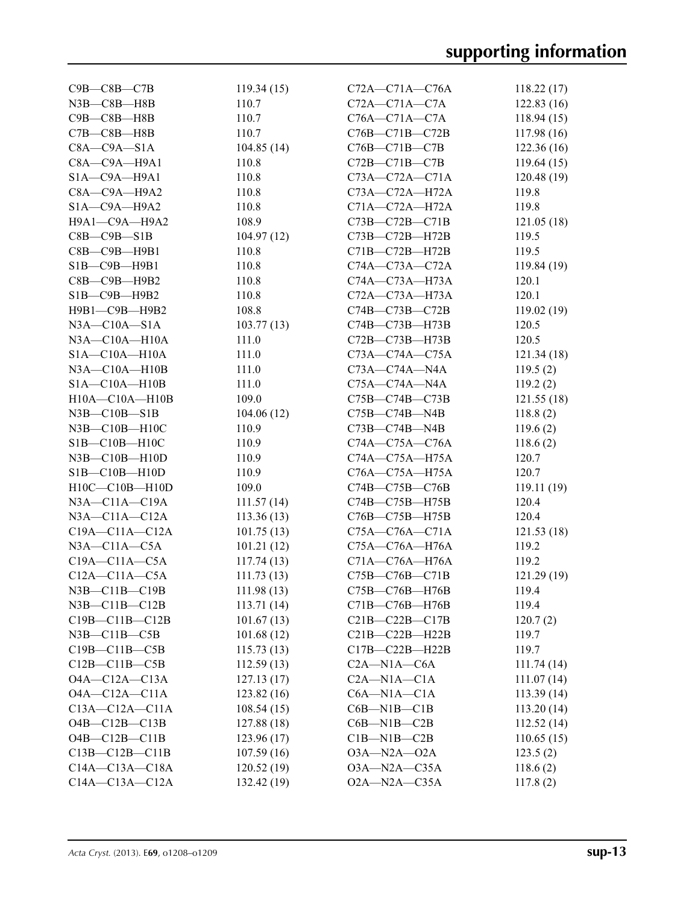| | | | |
|---|---|---|---|
| C9B—C8B—C7B | 119.34 (15) | C72A—C71A—C76A | 118.22 (17) |
| N3B—C8B—H8B | 110.7 | C72A—C71A—C7A | 122.83 (16) |
| C9B—C8B—H8B | 110.7 | C76A—C71A—C7A | 118.94 (15) |
| C7B—C8B—H8B | 110.7 | C76B—C71B—C72B | 117.98 (16) |
| C8A—C9A—S1A | 104.85 (14) | C76B—C71B—C7B | 122.36 (16) |
| C8A—C9A—H9A1 | 110.8 | C72B—C71B—C7B | 119.64 (15) |
| S1A—C9A—H9A1 | 110.8 | C73A—C72A—C71A | 120.48 (19) |
| C8A—C9A—H9A2 | 110.8 | C73A—C72A—H72A | 119.8 |
| S1A—C9A—H9A2 | 110.8 | C71A—C72A—H72A | 119.8 |
| H9A1—C9A—H9A2 | 108.9 | C73B—C72B—C71B | 121.05 (18) |
| C8B—C9B—S1B | 104.97 (12) | C73B—C72B—H72B | 119.5 |
| C8B—C9B—H9B1 | 110.8 | C71B—C72B—H72B | 119.5 |
| S1B—C9B—H9B1 | 110.8 | C74A—C73A—C72A | 119.84 (19) |
| C8B—C9B—H9B2 | 110.8 | C74A—C73A—H73A | 120.1 |
| S1B—C9B—H9B2 | 110.8 | C72A—C73A—H73A | 120.1 |
| H9B1—C9B—H9B2 | 108.8 | C74B—C73B—C72B | 119.02 (19) |
| N3A—C10A—S1A | 103.77 (13) | C74B—C73B—H73B | 120.5 |
| N3A—C10A—H10A | 111.0 | C72B—C73B—H73B | 120.5 |
| S1A—C10A—H10A | 111.0 | C73A—C74A—C75A | 121.34 (18) |
| N3A—C10A—H10B | 111.0 | C73A—C74A—N4A | 119.5 (2) |
| S1A—C10A—H10B | 111.0 | C75A—C74A—N4A | 119.2 (2) |
| H10A—C10A—H10B | 109.0 | C75B—C74B—C73B | 121.55 (18) |
| N3B—C10B—S1B | 104.06 (12) | C75B—C74B—N4B | 118.8 (2) |
| N3B—C10B—H10C | 110.9 | C73B—C74B—N4B | 119.6 (2) |
| S1B—C10B—H10C | 110.9 | C74A—C75A—C76A | 118.6 (2) |
| N3B—C10B—H10D | 110.9 | C74A—C75A—H75A | 120.7 |
| S1B—C10B—H10D | 110.9 | C76A—C75A—H75A | 120.7 |
| H10C—C10B—H10D | 109.0 | C74B—C75B—C76B | 119.11 (19) |
| N3A—C11A—C19A | 111.57 (14) | C74B—C75B—H75B | 120.4 |
| N3A—C11A—C12A | 113.36 (13) | C76B—C75B—H75B | 120.4 |
| C19A—C11A—C12A | 101.75 (13) | C75A—C76A—C71A | 121.53 (18) |
| N3A—C11A—C5A | 101.21 (12) | C75A—C76A—H76A | 119.2 |
| C19A—C11A—C5A | 117.74 (13) | C71A—C76A—H76A | 119.2 |
| C12A—C11A—C5A | 111.73 (13) | C75B—C76B—C71B | 121.29 (19) |
| N3B—C11B—C19B | 111.98 (13) | C75B—C76B—H76B | 119.4 |
| N3B—C11B—C12B | 113.71 (14) | C71B—C76B—H76B | 119.4 |
| C19B—C11B—C12B | 101.67 (13) | C21B—C22B—C17B | 120.7 (2) |
| N3B—C11B—C5B | 101.68 (12) | C21B—C22B—H22B | 119.7 |
| C19B—C11B—C5B | 115.73 (13) | C17B—C22B—H22B | 119.7 |
| C12B—C11B—C5B | 112.59 (13) | C2A—N1A—C6A | 111.74 (14) |
| O4A—C12A—C13A | 127.13 (17) | C2A—N1A—C1A | 111.07 (14) |
| O4A—C12A—C11A | 123.82 (16) | C6A—N1A—C1A | 113.39 (14) |
| C13A—C12A—C11A | 108.54 (15) | C6B—N1B—C1B | 113.20 (14) |
| O4B—C12B—C13B | 127.88 (18) | C6B—N1B—C2B | 112.52 (14) |
| O4B—C12B—C11B | 123.96 (17) | C1B—N1B—C2B | 110.65 (15) |
| C13B—C12B—C11B | 107.59 (16) | O3A—N2A—O2A | 123.5 (2) |
| C14A—C13A—C18A | 120.52 (19) | O3A—N2A—C35A | 118.6 (2) |
| C14A—C13A—C12A | 132.42 (19) | O2A—N2A—C35A | 117.8 (2) |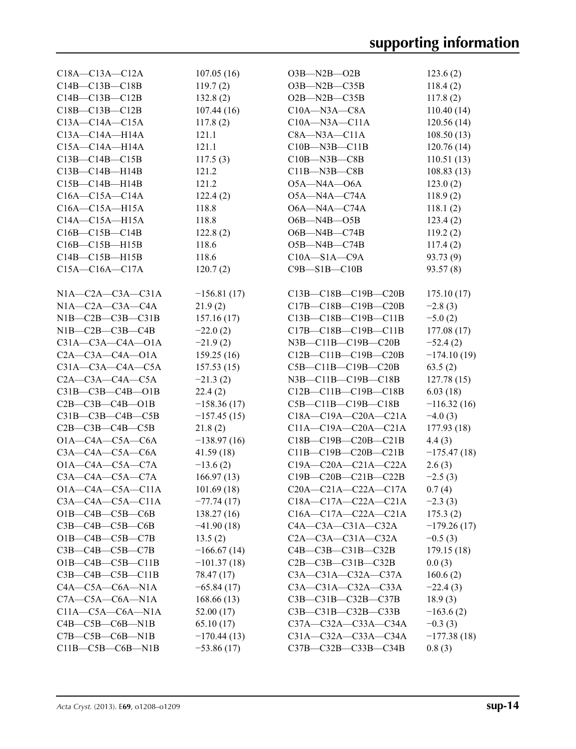| | | | |
|---|---|---|---|
| C18A—C13A—C12A | 107.05 (16) | O3B—N2B—O2B | 123.6 (2) |
| C14B—C13B—C18B | 119.7 (2) | O3B—N2B—C35B | 118.4 (2) |
| C14B—C13B—C12B | 132.8 (2) | O2B—N2B—C35B | 117.8 (2) |
| C18B—C13B—C12B | 107.44 (16) | C10A—N3A—C8A | 110.40 (14) |
| C13A—C14A—C15A | 117.8 (2) | C10A—N3A—C11A | 120.56 (14) |
| C13A—C14A—H14A | 121.1 | C8A—N3A—C11A | 108.50 (13) |
| C15A—C14A—H14A | 121.1 | C10B—N3B—C11B | 120.76 (14) |
| C13B—C14B—C15B | 117.5 (3) | C10B—N3B—C8B | 110.51 (13) |
| C13B—C14B—H14B | 121.2 | C11B—N3B—C8B | 108.83 (13) |
| C15B—C14B—H14B | 121.2 | O5A—N4A—O6A | 123.0 (2) |
| C16A—C15A—C14A | 122.4 (2) | O5A—N4A—C74A | 118.9 (2) |
| C16A—C15A—H15A | 118.8 | O6A—N4A—C74A | 118.1 (2) |
| C14A—C15A—H15A | 118.8 | O6B—N4B—O5B | 123.4 (2) |
| C16B—C15B—C14B | 122.8 (2) | O6B—N4B—C74B | 119.2 (2) |
| C16B—C15B—H15B | 118.6 | O5B—N4B—C74B | 117.4 (2) |
| C14B—C15B—H15B | 118.6 | C10A—S1A—C9A | 93.73 (9) |
| C15A—C16A—C17A | 120.7 (2) | C9B—S1B—C10B | 93.57 (8) |

| | | | |
|---|---|---|---|
| N1A—C2A—C3A—C31A | −156.81 (17) | C13B—C18B—C19B—C20B | 175.10 (17) |
| N1A—C2A—C3A—C4A | 21.9 (2) | C17B—C18B—C19B—C20B | −2.8 (3) |
| N1B—C2B—C3B—C31B | 157.16 (17) | C13B—C18B—C19B—C11B | −5.0 (2) |
| N1B—C2B—C3B—C4B | −22.0 (2) | C17B—C18B—C19B—C11B | 177.08 (17) |
| C31A—C3A—C4A—O1A | −21.9 (2) | N3B—C11B—C19B—C20B | −52.4 (2) |
| C2A—C3A—C4A—O1A | 159.25 (16) | C12B—C11B—C19B—C20B | −174.10 (19) |
| C31A—C3A—C4A—C5A | 157.53 (15) | C5B—C11B—C19B—C20B | 63.5 (2) |
| C2A—C3A—C4A—C5A | −21.3 (2) | N3B—C11B—C19B—C18B | 127.78 (15) |
| C31B—C3B—C4B—O1B | 22.4 (2) | C12B—C11B—C19B—C18B | 6.03 (18) |
| C2B—C3B—C4B—O1B | −158.36 (17) | C5B—C11B—C19B—C18B | −116.32 (16) |
| C31B—C3B—C4B—C5B | −157.45 (15) | C18A—C19A—C20A—C21A | −4.0 (3) |
| C2B—C3B—C4B—C5B | 21.8 (2) | C11A—C19A—C20A—C21A | 177.93 (18) |
| O1A—C4A—C5A—C6A | −138.97 (16) | C18B—C19B—C20B—C21B | 4.4 (3) |
| C3A—C4A—C5A—C6A | 41.59 (18) | C11B—C19B—C20B—C21B | −175.47 (18) |
| O1A—C4A—C5A—C7A | −13.6 (2) | C19A—C20A—C21A—C22A | 2.6 (3) |
| C3A—C4A—C5A—C7A | 166.97 (13) | C19B—C20B—C21B—C22B | −2.5 (3) |
| O1A—C4A—C5A—C11A | 101.69 (18) | C20A—C21A—C22A—C17A | 0.7 (4) |
| C3A—C4A—C5A—C11A | −77.74 (17) | C18A—C17A—C22A—C21A | −2.3 (3) |
| O1B—C4B—C5B—C6B | 138.27 (16) | C16A—C17A—C22A—C21A | 175.3 (2) |
| C3B—C4B—C5B—C6B | −41.90 (18) | C4A—C3A—C31A—C32A | −179.26 (17) |
| O1B—C4B—C5B—C7B | 13.5 (2) | C2A—C3A—C31A—C32A | −0.5 (3) |
| C3B—C4B—C5B—C7B | −166.67 (14) | C4B—C3B—C31B—C32B | 179.15 (18) |
| O1B—C4B—C5B—C11B | −101.37 (18) | C2B—C3B—C31B—C32B | 0.0 (3) |
| C3B—C4B—C5B—C11B | 78.47 (17) | C3A—C31A—C32A—C37A | 160.6 (2) |
| C4A—C5A—C6A—N1A | −65.84 (17) | C3A—C31A—C32A—C33A | −22.4 (3) |
| C7A—C5A—C6A—N1A | 168.66 (13) | C3B—C31B—C32B—C37B | 18.9 (3) |
| C11A—C5A—C6A—N1A | 52.00 (17) | C3B—C31B—C32B—C33B | −163.6 (2) |
| C4B—C5B—C6B—N1B | 65.10 (17) | C37A—C32A—C33A—C34A | −0.3 (3) |
| C7B—C5B—C6B—N1B | −170.44 (13) | C31A—C32A—C33A—C34A | −177.38 (18) |
| C11B—C5B—C6B—N1B | −53.86 (17) | C37B—C32B—C33B—C34B | 0.8 (3) |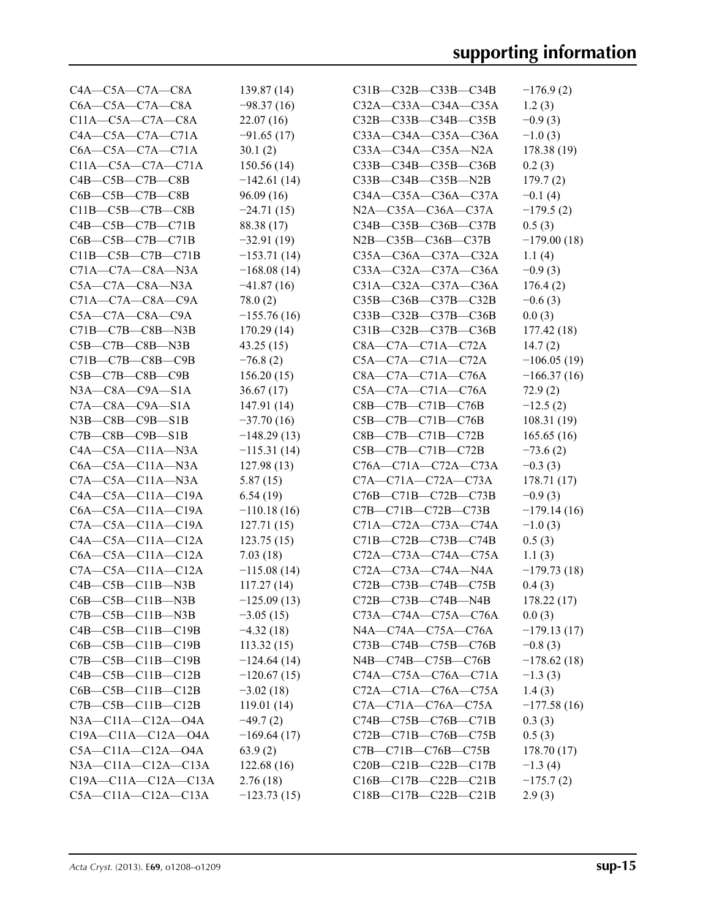| | | | |
|---|---|---|---|
| C4A—C5A—C7A—C8A | 139.87 (14) | C31B—C32B—C33B—C34B | −176.9 (2) |
| C6A—C5A—C7A—C8A | −98.37 (16) | C32A—C33A—C34A—C35A | 1.2 (3) |
| C11A—C5A—C7A—C8A | 22.07 (16) | C32B—C33B—C34B—C35B | −0.9 (3) |
| C4A—C5A—C7A—C71A | −91.65 (17) | C33A—C34A—C35A—C36A | −1.0 (3) |
| C6A—C5A—C7A—C71A | 30.1 (2) | C33A—C34A—C35A—N2A | 178.38 (19) |
| C11A—C5A—C7A—C71A | 150.56 (14) | C33B—C34B—C35B—C36B | 0.2 (3) |
| C4B—C5B—C7B—C8B | −142.61 (14) | C33B—C34B—C35B—N2B | 179.7 (2) |
| C6B—C5B—C7B—C8B | 96.09 (16) | C34A—C35A—C36A—C37A | −0.1 (4) |
| C11B—C5B—C7B—C8B | −24.71 (15) | N2A—C35A—C36A—C37A | −179.5 (2) |
| C4B—C5B—C7B—C71B | 88.38 (17) | C34B—C35B—C36B—C37B | 0.5 (3) |
| C6B—C5B—C7B—C71B | −32.91 (19) | N2B—C35B—C36B—C37B | −179.00 (18) |
| C11B—C5B—C7B—C71B | −153.71 (14) | C35A—C36A—C37A—C32A | 1.1 (4) |
| C71A—C7A—C8A—N3A | −168.08 (14) | C33A—C32A—C37A—C36A | −0.9 (3) |
| C5A—C7A—C8A—N3A | −41.87 (16) | C31A—C32A—C37A—C36A | 176.4 (2) |
| C71A—C7A—C8A—C9A | 78.0 (2) | C35B—C36B—C37B—C32B | −0.6 (3) |
| C5A—C7A—C8A—C9A | −155.76 (16) | C33B—C32B—C37B—C36B | 0.0 (3) |
| C71B—C7B—C8B—N3B | 170.29 (14) | C31B—C32B—C37B—C36B | 177.42 (18) |
| C5B—C7B—C8B—N3B | 43.25 (15) | C8A—C7A—C71A—C72A | 14.7 (2) |
| C71B—C7B—C8B—C9B | −76.8 (2) | C5A—C7A—C71A—C72A | −106.05 (19) |
| C5B—C7B—C8B—C9B | 156.20 (15) | C8A—C7A—C71A—C76A | −166.37 (16) |
| N3A—C8A—C9A—S1A | 36.67 (17) | C5A—C7A—C71A—C76A | 72.9 (2) |
| C7A—C8A—C9A—S1A | 147.91 (14) | C8B—C7B—C71B—C76B | −12.5 (2) |
| N3B—C8B—C9B—S1B | −37.70 (16) | C5B—C7B—C71B—C76B | 108.31 (19) |
| C7B—C8B—C9B—S1B | −148.29 (13) | C8B—C7B—C71B—C72B | 165.65 (16) |
| C4A—C5A—C11A—N3A | −115.31 (14) | C5B—C7B—C71B—C72B | −73.6 (2) |
| C6A—C5A—C11A—N3A | 127.98 (13) | C76A—C71A—C72A—C73A | −0.3 (3) |
| C7A—C5A—C11A—N3A | 5.87 (15) | C7A—C71A—C72A—C73A | 178.71 (17) |
| C4A—C5A—C11A—C19A | 6.54 (19) | C76B—C71B—C72B—C73B | −0.9 (3) |
| C6A—C5A—C11A—C19A | −110.18 (16) | C7B—C71B—C72B—C73B | −179.14 (16) |
| C7A—C5A—C11A—C19A | 127.71 (15) | C71A—C72A—C73A—C74A | −1.0 (3) |
| C4A—C5A—C11A—C12A | 123.75 (15) | C71B—C72B—C73B—C74B | 0.5 (3) |
| C6A—C5A—C11A—C12A | 7.03 (18) | C72A—C73A—C74A—C75A | 1.1 (3) |
| C7A—C5A—C11A—C12A | −115.08 (14) | C72A—C73A—C74A—N4A | −179.73 (18) |
| C4B—C5B—C11B—N3B | 117.27 (14) | C72B—C73B—C74B—C75B | 0.4 (3) |
| C6B—C5B—C11B—N3B | −125.09 (13) | C72B—C73B—C74B—N4B | 178.22 (17) |
| C7B—C5B—C11B—N3B | −3.05 (15) | C73A—C74A—C75A—C76A | 0.0 (3) |
| C4B—C5B—C11B—C19B | −4.32 (18) | N4A—C74A—C75A—C76A | −179.13 (17) |
| C6B—C5B—C11B—C19B | 113.32 (15) | C73B—C74B—C75B—C76B | −0.8 (3) |
| C7B—C5B—C11B—C19B | −124.64 (14) | N4B—C74B—C75B—C76B | −178.62 (18) |
| C4B—C5B—C11B—C12B | −120.67 (15) | C74A—C75A—C76A—C71A | −1.3 (3) |
| C6B—C5B—C11B—C12B | −3.02 (18) | C72A—C71A—C76A—C75A | 1.4 (3) |
| C7B—C5B—C11B—C12B | 119.01 (14) | C7A—C71A—C76A—C75A | −177.58 (16) |
| N3A—C11A—C12A—O4A | −49.7 (2) | C74B—C75B—C76B—C71B | 0.3 (3) |
| C19A—C11A—C12A—O4A | −169.64 (17) | C72B—C71B—C76B—C75B | 0.5 (3) |
| C5A—C11A—C12A—O4A | 63.9 (2) | C7B—C71B—C76B—C75B | 178.70 (17) |
| N3A—C11A—C12A—C13A | 122.68 (16) | C20B—C21B—C22B—C17B | −1.3 (4) |
| C19A—C11A—C12A—C13A | 2.76 (18) | C16B—C17B—C22B—C21B | −175.7 (2) |
| C5A—C11A—C12A—C13A | −123.73 (15) | C18B—C17B—C22B—C21B | 2.9 (3) |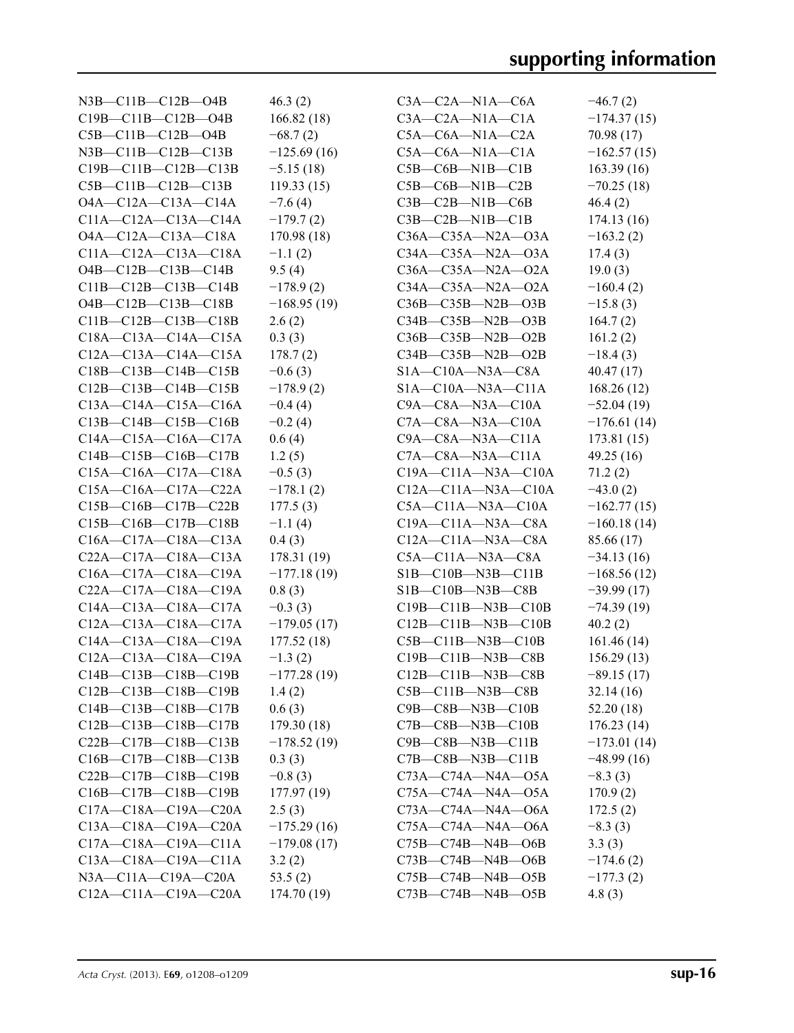| | | | |
|---|---|---|---|
| N3B—C11B—C12B—O4B | 46.3 (2) | C3A—C2A—N1A—C6A | −46.7 (2) |
| C19B—C11B—C12B—O4B | 166.82 (18) | C3A—C2A—N1A—C1A | −174.37 (15) |
| C5B—C11B—C12B—O4B | −68.7 (2) | C5A—C6A—N1A—C2A | 70.98 (17) |
| N3B—C11B—C12B—C13B | −125.69 (16) | C5A—C6A—N1A—C1A | −162.57 (15) |
| C19B—C11B—C12B—C13B | −5.15 (18) | C5B—C6B—N1B—C1B | 163.39 (16) |
| C5B—C11B—C12B—C13B | 119.33 (15) | C5B—C6B—N1B—C2B | −70.25 (18) |
| O4A—C12A—C13A—C14A | −7.6 (4) | C3B—C2B—N1B—C6B | 46.4 (2) |
| C11A—C12A—C13A—C14A | −179.7 (2) | C3B—C2B—N1B—C1B | 174.13 (16) |
| O4A—C12A—C13A—C18A | 170.98 (18) | C36A—C35A—N2A—O3A | −163.2 (2) |
| C11A—C12A—C13A—C18A | −1.1 (2) | C34A—C35A—N2A—O3A | 17.4 (3) |
| O4B—C12B—C13B—C14B | 9.5 (4) | C36A—C35A—N2A—O2A | 19.0 (3) |
| C11B—C12B—C13B—C14B | −178.9 (2) | C34A—C35A—N2A—O2A | −160.4 (2) |
| O4B—C12B—C13B—C18B | −168.95 (19) | C36B—C35B—N2B—O3B | −15.8 (3) |
| C11B—C12B—C13B—C18B | 2.6 (2) | C34B—C35B—N2B—O3B | 164.7 (2) |
| C18A—C13A—C14A—C15A | 0.3 (3) | C36B—C35B—N2B—O2B | 161.2 (2) |
| C12A—C13A—C14A—C15A | 178.7 (2) | C34B—C35B—N2B—O2B | −18.4 (3) |
| C18B—C13B—C14B—C15B | −0.6 (3) | S1A—C10A—N3A—C8A | 40.47 (17) |
| C12B—C13B—C14B—C15B | −178.9 (2) | S1A—C10A—N3A—C11A | 168.26 (12) |
| C13A—C14A—C15A—C16A | −0.4 (4) | C9A—C8A—N3A—C10A | −52.04 (19) |
| C13B—C14B—C15B—C16B | −0.2 (4) | C7A—C8A—N3A—C10A | −176.61 (14) |
| C14A—C15A—C16A—C17A | 0.6 (4) | C9A—C8A—N3A—C11A | 173.81 (15) |
| C14B—C15B—C16B—C17B | 1.2 (5) | C7A—C8A—N3A—C11A | 49.25 (16) |
| C15A—C16A—C17A—C18A | −0.5 (3) | C19A—C11A—N3A—C10A | 71.2 (2) |
| C15A—C16A—C17A—C22A | −178.1 (2) | C12A—C11A—N3A—C10A | −43.0 (2) |
| C15B—C16B—C17B—C22B | 177.5 (3) | C5A—C11A—N3A—C10A | −162.77 (15) |
| C15B—C16B—C17B—C18B | −1.1 (4) | C19A—C11A—N3A—C8A | −160.18 (14) |
| C16A—C17A—C18A—C13A | 0.4 (3) | C12A—C11A—N3A—C8A | 85.66 (17) |
| C22A—C17A—C18A—C13A | 178.31 (19) | C5A—C11A—N3A—C8A | −34.13 (16) |
| C16A—C17A—C18A—C19A | −177.18 (19) | S1B—C10B—N3B—C11B | −168.56 (12) |
| C22A—C17A—C18A—C19A | 0.8 (3) | S1B—C10B—N3B—C8B | −39.99 (17) |
| C14A—C13A—C18A—C17A | −0.3 (3) | C19B—C11B—N3B—C10B | −74.39 (19) |
| C12A—C13A—C18A—C17A | −179.05 (17) | C12B—C11B—N3B—C10B | 40.2 (2) |
| C14A—C13A—C18A—C19A | 177.52 (18) | C5B—C11B—N3B—C10B | 161.46 (14) |
| C12A—C13A—C18A—C19A | −1.3 (2) | C19B—C11B—N3B—C8B | 156.29 (13) |
| C14B—C13B—C18B—C19B | −177.28 (19) | C12B—C11B—N3B—C8B | −89.15 (17) |
| C12B—C13B—C18B—C19B | 1.4 (2) | C5B—C11B—N3B—C8B | 32.14 (16) |
| C14B—C13B—C18B—C17B | 0.6 (3) | C9B—C8B—N3B—C10B | 52.20 (18) |
| C12B—C13B—C18B—C17B | 179.30 (18) | C7B—C8B—N3B—C10B | 176.23 (14) |
| C22B—C17B—C18B—C13B | −178.52 (19) | C9B—C8B—N3B—C11B | −173.01 (14) |
| C16B—C17B—C18B—C13B | 0.3 (3) | C7B—C8B—N3B—C11B | −48.99 (16) |
| C22B—C17B—C18B—C19B | −0.8 (3) | C73A—C74A—N4A—O5A | −8.3 (3) |
| C16B—C17B—C18B—C19B | 177.97 (19) | C75A—C74A—N4A—O5A | 170.9 (2) |
| C17A—C18A—C19A—C20A | 2.5 (3) | C73A—C74A—N4A—O6A | 172.5 (2) |
| C13A—C18A—C19A—C20A | −175.29 (16) | C75A—C74A—N4A—O6A | −8.3 (3) |
| C17A—C18A—C19A—C11A | −179.08 (17) | C75B—C74B—N4B—O6B | 3.3 (3) |
| C13A—C18A—C19A—C11A | 3.2 (2) | C73B—C74B—N4B—O6B | −174.6 (2) |
| N3A—C11A—C19A—C20A | 53.5 (2) | C75B—C74B—N4B—O5B | −177.3 (2) |
| C12A—C11A—C19A—C20A | 174.70 (19) | C73B—C74B—N4B—O5B | 4.8 (3) |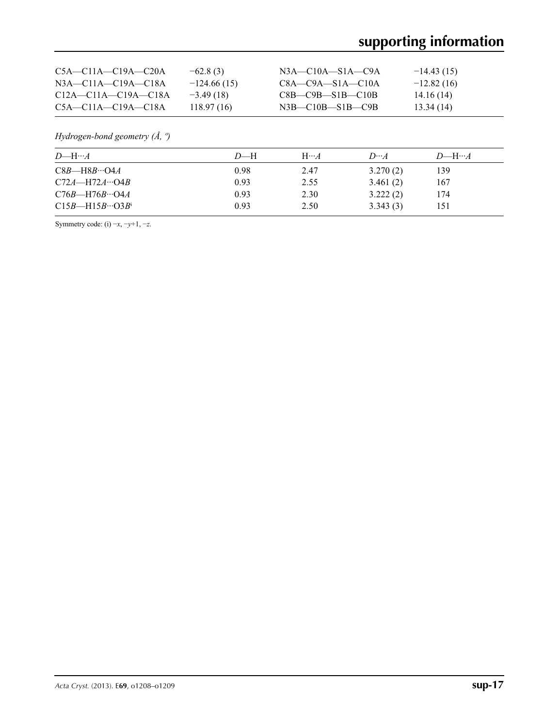| | | | |
|---|---|---|---|
| C5A—C11A—C19A—C20A | −62.8 (3) | N3A—C10A—S1A—C9A | −14.43 (15) |
| N3A—C11A—C19A—C18A | −124.66 (15) | C8A—C9A—S1A—C10A | −12.82 (16) |
| C12A—C11A—C19A—C18A | −3.49 (18) | C8B—C9B—S1B—C10B | 14.16 (14) |
| C5A—C11A—C19A—C18A | 118.97 (16) | N3B—C10B—S1B—C9B | 13.34 (14) |

*Hydrogen-bond geometry (Å, º)*

| *D*—H···*A* | *D*—H | H···*A* | *D*···*A* | *D*—H···*A* |
|---|---|---|---|---|
| C8*B*—H8*B*···O4*A* | 0.98 | 2.47 | 3.270 (2) | 139 |
| C72*A*—H72*A*···O4*B* | 0.93 | 2.55 | 3.461 (2) | 167 |
| C76*B*—H76*B*···O4*A* | 0.93 | 2.30 | 3.222 (2) | 174 |
| C15*B*—H15*B*···O3*B*[i] | 0.93 | 2.50 | 3.343 (3) | 151 |

Symmetry code: (i) −*x*, −*y*+1, −*z*.